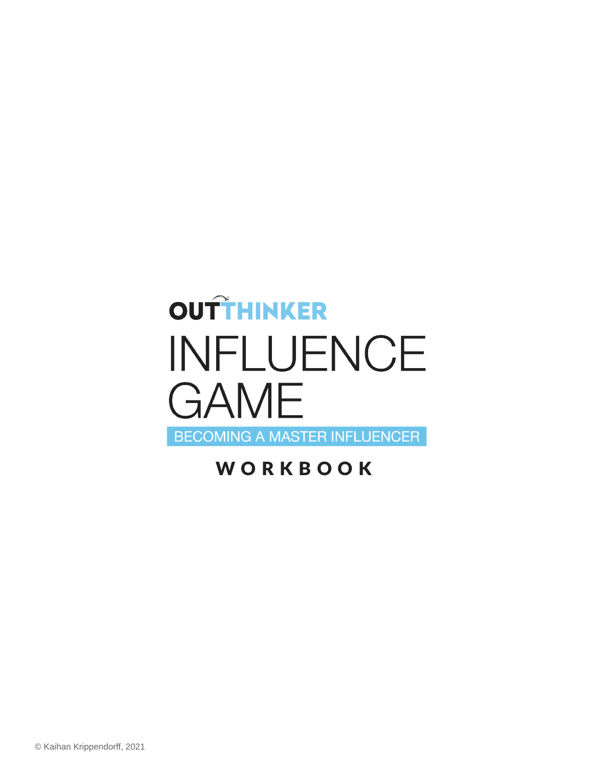# OUTTHINKER

# INFLUENCE GAME

## BECOMING A MASTER INFLUENCER

## WORKBOOK

© Kaihan Krippendorff, 2021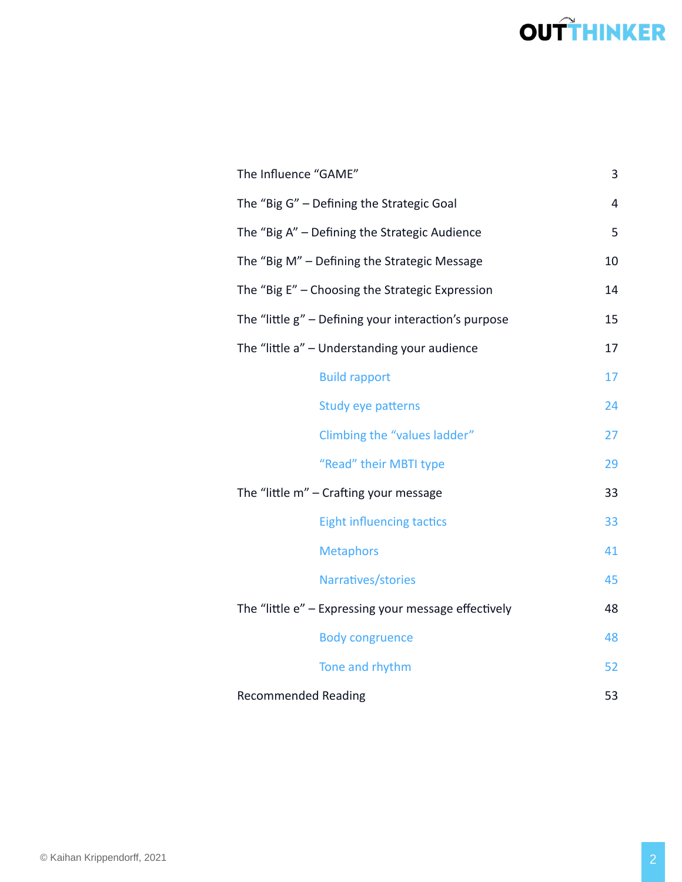| | |
|---|---|
| The Influence "GAME" | 3 |
| The "Big G" – Defining the Strategic Goal | 4 |
| The "Big A" – Defining the Strategic Audience | 5 |
| The "Big M" – Defining the Strategic Message | 10 |
| The "Big E" – Choosing the Strategic Expression | 14 |
| The "little g" – Defining your interaction's purpose | 15 |
| The "little a" – Understanding your audience | 17 |
| &nbsp;&nbsp;&nbsp;&nbsp;Build rapport | 17 |
| &nbsp;&nbsp;&nbsp;&nbsp;Study eye patterns | 24 |
| &nbsp;&nbsp;&nbsp;&nbsp;Climbing the "values ladder" | 27 |
| &nbsp;&nbsp;&nbsp;&nbsp;"Read" their MBTI type | 29 |
| The "little m" – Crafting your message | 33 |
| &nbsp;&nbsp;&nbsp;&nbsp;Eight influencing tactics | 33 |
| &nbsp;&nbsp;&nbsp;&nbsp;Metaphors | 41 |
| &nbsp;&nbsp;&nbsp;&nbsp;Narratives/stories | 45 |
| The "little e" – Expressing your message effectively | 48 |
| &nbsp;&nbsp;&nbsp;&nbsp;Body congruence | 48 |
| &nbsp;&nbsp;&nbsp;&nbsp;Tone and rhythm | 52 |
| Recommended Reading | 53 |

© Kaihan Krippendorff, 2021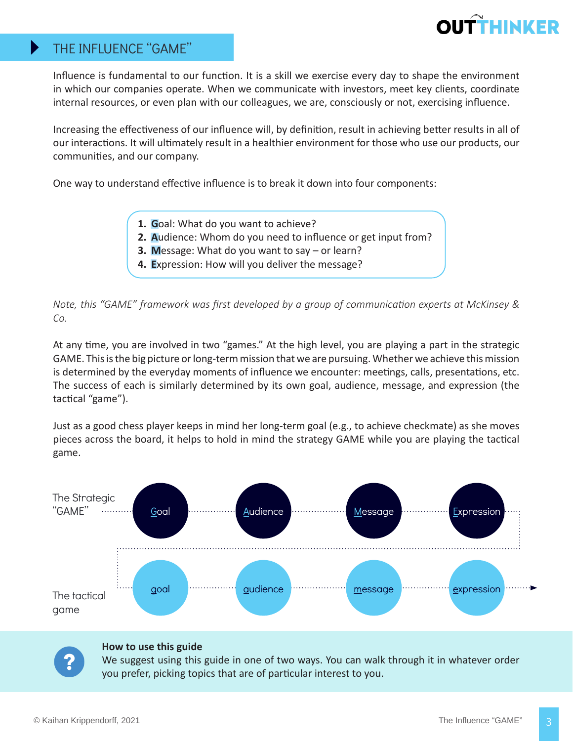## THE INFLUENCE "GAME"

Influence is fundamental to our function. It is a skill we exercise every day to shape the environment in which our companies operate. When we communicate with investors, meet key clients, coordinate internal resources, or even plan with our colleagues, we are, consciously or not, exercising influence.

Increasing the effectiveness of our influence will, by definition, result in achieving better results in all of our interactions. It will ultimately result in a healthier environment for those who use our products, our communities, and our company.

One way to understand effective influence is to break it down into four components:

1. **G**oal: What do you want to achieve?
2. **A**udience: Whom do you need to influence or get input from?
3. **M**essage: What do you want to say – or learn?
4. **E**xpression: How will you deliver the message?

*Note, this "GAME" framework was first developed by a group of communication experts at McKinsey & Co.*

At any time, you are involved in two "games." At the high level, you are playing a part in the strategic GAME. This is the big picture or long-term mission that we are pursuing. Whether we achieve this mission is determined by the everyday moments of influence we encounter: meetings, calls, presentations, etc. The success of each is similarly determined by its own goal, audience, message, and expression (the tactical "game").

Just as a good chess player keeps in mind her long-term goal (e.g., to achieve checkmate) as she moves pieces across the board, it helps to hold in mind the strategy GAME while you are playing the tactical game.

The Strategic "GAME": Goal → Audience → Message → Expression

The tactical game: goal → audience → message → expression →

**How to use this guide**

We suggest using this guide in one of two ways. You can walk through it in whatever order you prefer, picking topics that are of particular interest to you.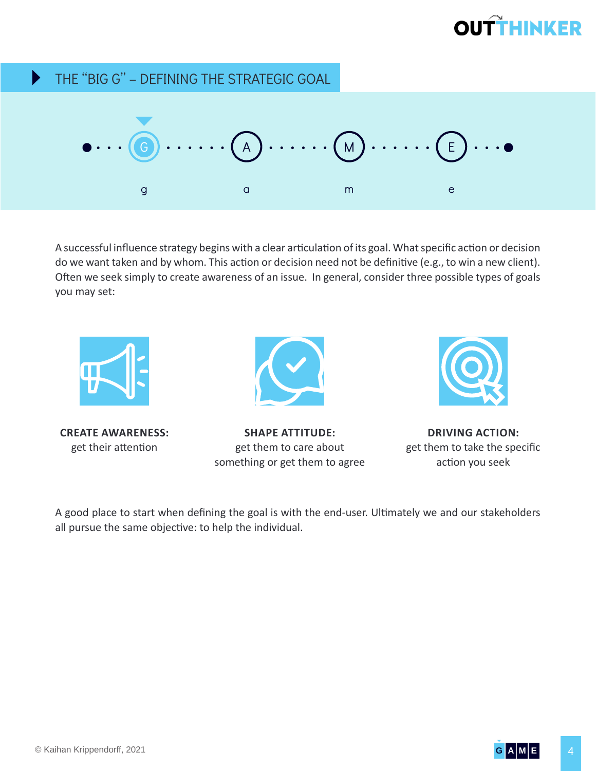## THE "BIG G" – DEFINING THE STRATEGIC GOAL

G · A · M · E

g a m e

A successful influence strategy begins with a clear articulation of its goal. What specific action or decision do we want taken and by whom. This action or decision need not be definitive (e.g., to win a new client). Often we seek simply to create awareness of an issue. In general, consider three possible types of goals you may set:

**CREATE AWARENESS:**
get their attention

**SHAPE ATTITUDE:**
get them to care about something or get them to agree

**DRIVING ACTION:**
get them to take the specific action you seek

A good place to start when defining the goal is with the end-user. Ultimately we and our stakeholders all pursue the same objective: to help the individual.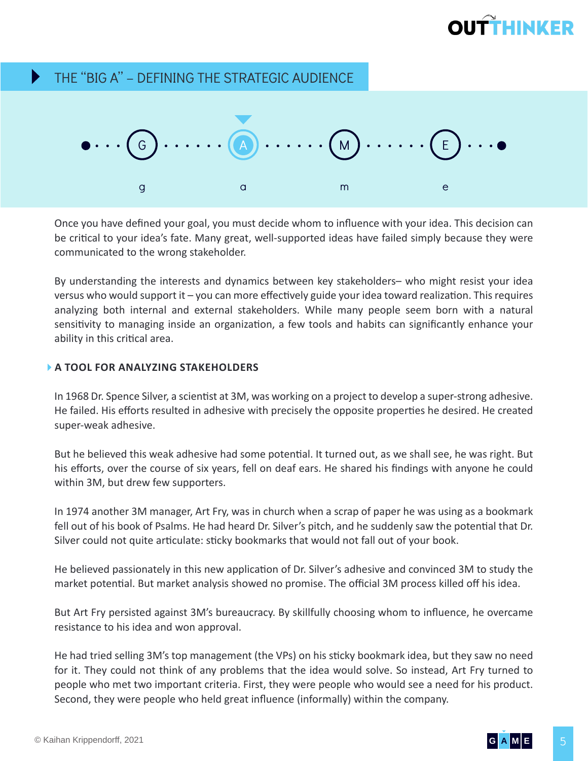## THE "BIG A" – DEFINING THE STRATEGIC AUDIENCE

G · A · M · E

g a m e

Once you have defined your goal, you must decide whom to influence with your idea. This decision can be critical to your idea's fate. Many great, well-supported ideas have failed simply because they were communicated to the wrong stakeholder.

By understanding the interests and dynamics between key stakeholders– who might resist your idea versus who would support it – you can more effectively guide your idea toward realization. This requires analyzing both internal and external stakeholders. While many people seem born with a natural sensitivity to managing inside an organization, a few tools and habits can significantly enhance your ability in this critical area.

### A TOOL FOR ANALYZING STAKEHOLDERS

In 1968 Dr. Spence Silver, a scientist at 3M, was working on a project to develop a super-strong adhesive. He failed. His efforts resulted in adhesive with precisely the opposite properties he desired. He created super-weak adhesive.

But he believed this weak adhesive had some potential. It turned out, as we shall see, he was right. But his efforts, over the course of six years, fell on deaf ears. He shared his findings with anyone he could within 3M, but drew few supporters.

In 1974 another 3M manager, Art Fry, was in church when a scrap of paper he was using as a bookmark fell out of his book of Psalms. He had heard Dr. Silver's pitch, and he suddenly saw the potential that Dr. Silver could not quite articulate: sticky bookmarks that would not fall out of your book.

He believed passionately in this new application of Dr. Silver's adhesive and convinced 3M to study the market potential. But market analysis showed no promise. The official 3M process killed off his idea.

But Art Fry persisted against 3M's bureaucracy. By skillfully choosing whom to influence, he overcame resistance to his idea and won approval.

He had tried selling 3M's top management (the VPs) on his sticky bookmark idea, but they saw no need for it. They could not think of any problems that the idea would solve. So instead, Art Fry turned to people who met two important criteria. First, they were people who would see a need for his product. Second, they were people who held great influence (informally) within the company.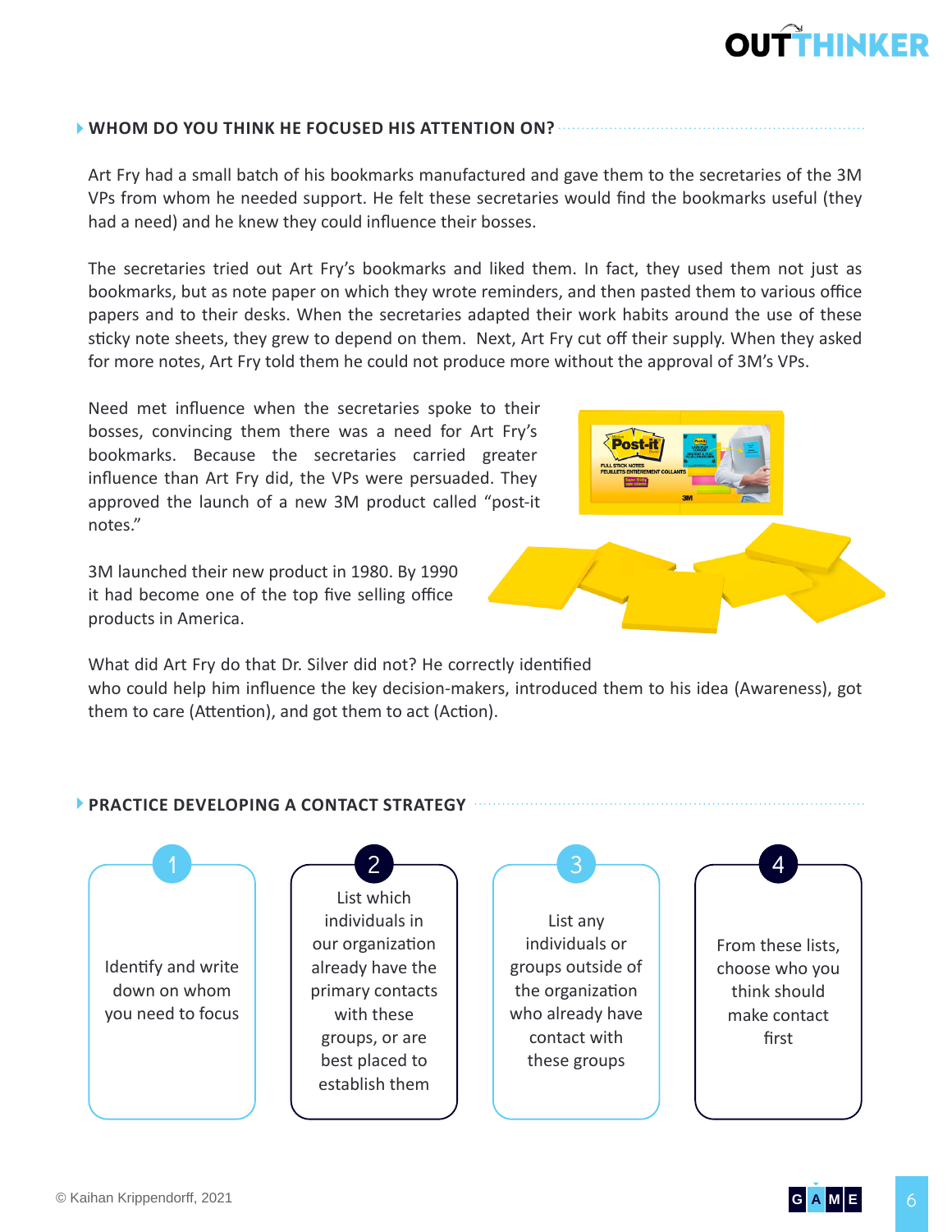## WHOM DO YOU THINK HE FOCUSED HIS ATTENTION ON?

Art Fry had a small batch of his bookmarks manufactured and gave them to the secretaries of the 3M VPs from whom he needed support. He felt these secretaries would find the bookmarks useful (they had a need) and he knew they could influence their bosses.

The secretaries tried out Art Fry's bookmarks and liked them. In fact, they used them not just as bookmarks, but as note paper on which they wrote reminders, and then pasted them to various office papers and to their desks. When the secretaries adapted their work habits around the use of these sticky note sheets, they grew to depend on them. Next, Art Fry cut off their supply. When they asked for more notes, Art Fry told them he could not produce more without the approval of 3M's VPs.

Need met influence when the secretaries spoke to their bosses, convincing them there was a need for Art Fry's bookmarks. Because the secretaries carried greater influence than Art Fry did, the VPs were persuaded. They approved the launch of a new 3M product called "post-it notes."

3M launched their new product in 1980. By 1990 it had become one of the top five selling office products in America.

What did Art Fry do that Dr. Silver did not? He correctly identified who could help him influence the key decision-makers, introduced them to his idea (Awareness), got them to care (Attention), and got them to act (Action).

## PRACTICE DEVELOPING A CONTACT STRATEGY

1. Identify and write down on whom you need to focus
2. List which individuals in our organization already have the primary contacts with these groups, or are best placed to establish them
3. List any individuals or groups outside of the organization who already have contact with these groups
4. From these lists, choose who you think should make contact first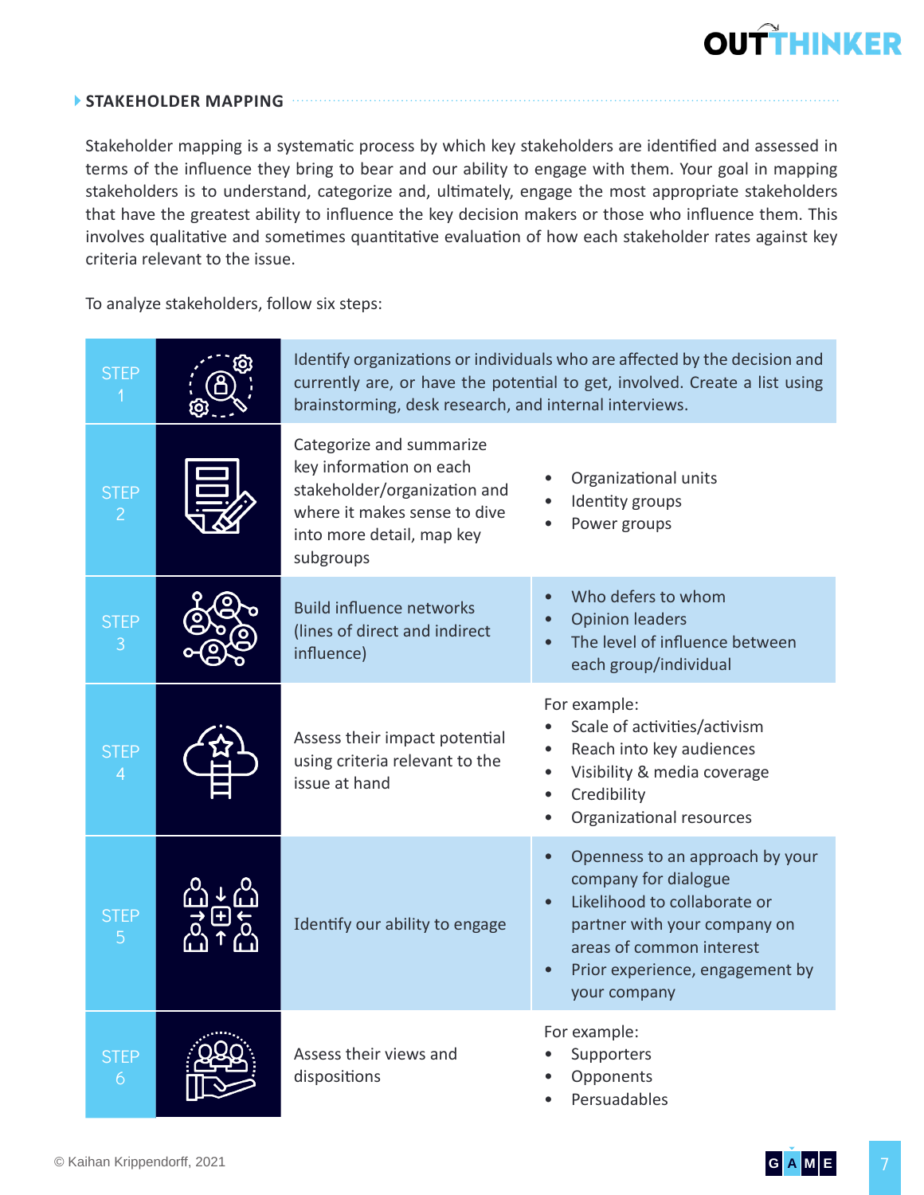## STAKEHOLDER MAPPING

Stakeholder mapping is a systematic process by which key stakeholders are identified and assessed in terms of the influence they bring to bear and our ability to engage with them. Your goal in mapping stakeholders is to understand, categorize and, ultimately, engage the most appropriate stakeholders that have the greatest ability to influence the key decision makers or those who influence them. This involves qualitative and sometimes quantitative evaluation of how each stakeholder rates against key criteria relevant to the issue.

To analyze stakeholders, follow six steps:

| Step | Description | Details |
|---|---|---|
| STEP 1 | Identify organizations or individuals who are affected by the decision and currently are, or have the potential to get, involved. Create a list using brainstorming, desk research, and internal interviews. | |
| STEP 2 | Categorize and summarize key information on each stakeholder/organization and where it makes sense to dive into more detail, map key subgroups | • Organizational units<br>• Identity groups<br>• Power groups |
| STEP 3 | Build influence networks (lines of direct and indirect influence) | • Who defers to whom<br>• Opinion leaders<br>• The level of influence between each group/individual |
| STEP 4 | Assess their impact potential using criteria relevant to the issue at hand | For example:<br>• Scale of activities/activism<br>• Reach into key audiences<br>• Visibility & media coverage<br>• Credibility<br>• Organizational resources |
| STEP 5 | Identify our ability to engage | • Openness to an approach by your company for dialogue<br>• Likelihood to collaborate or partner with your company on areas of common interest<br>• Prior experience, engagement by your company |
| STEP 6 | Assess their views and dispositions | For example:<br>• Supporters<br>• Opponents<br>• Persuadables |

© Kaihan Krippendorff, 2021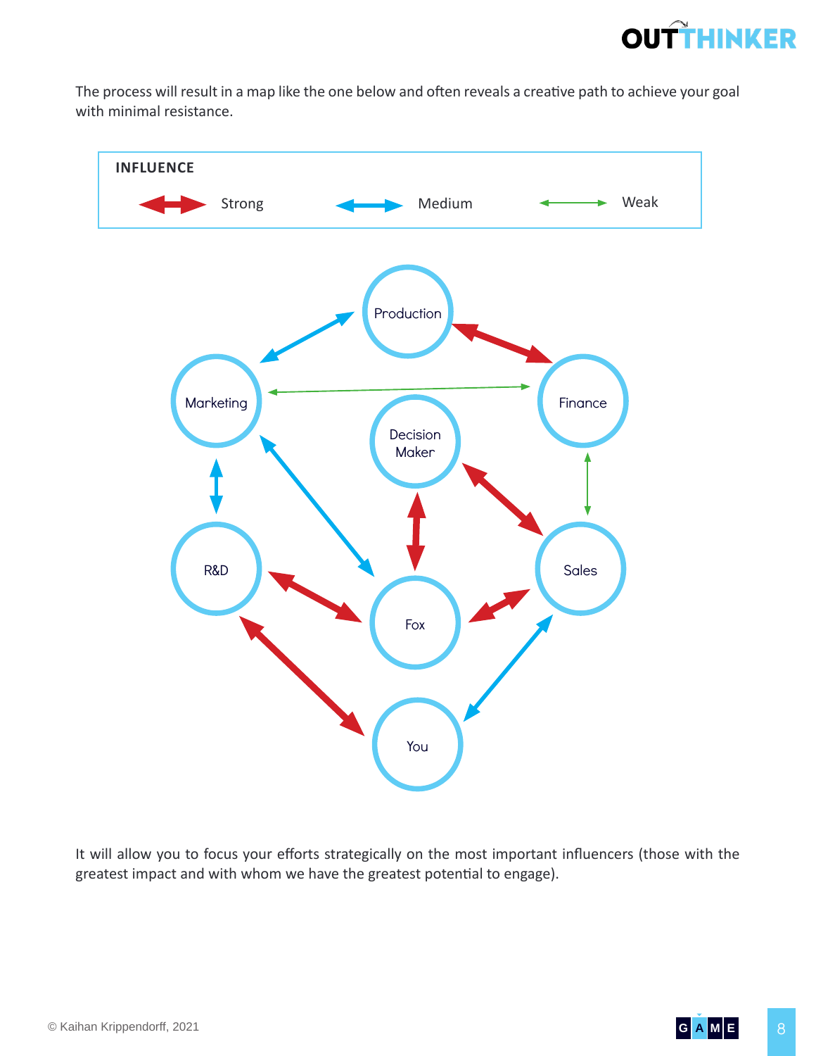The process will result in a map like the one below and often reveals a creative path to achieve your goal with minimal resistance.

**INFLUENCE**

Strong Medium Weak

Production

Marketing

Finance

Decision Maker

R&D

Fox

Sales

You

It will allow you to focus your efforts strategically on the most important influencers (those with the greatest impact and with whom we have the greatest potential to engage).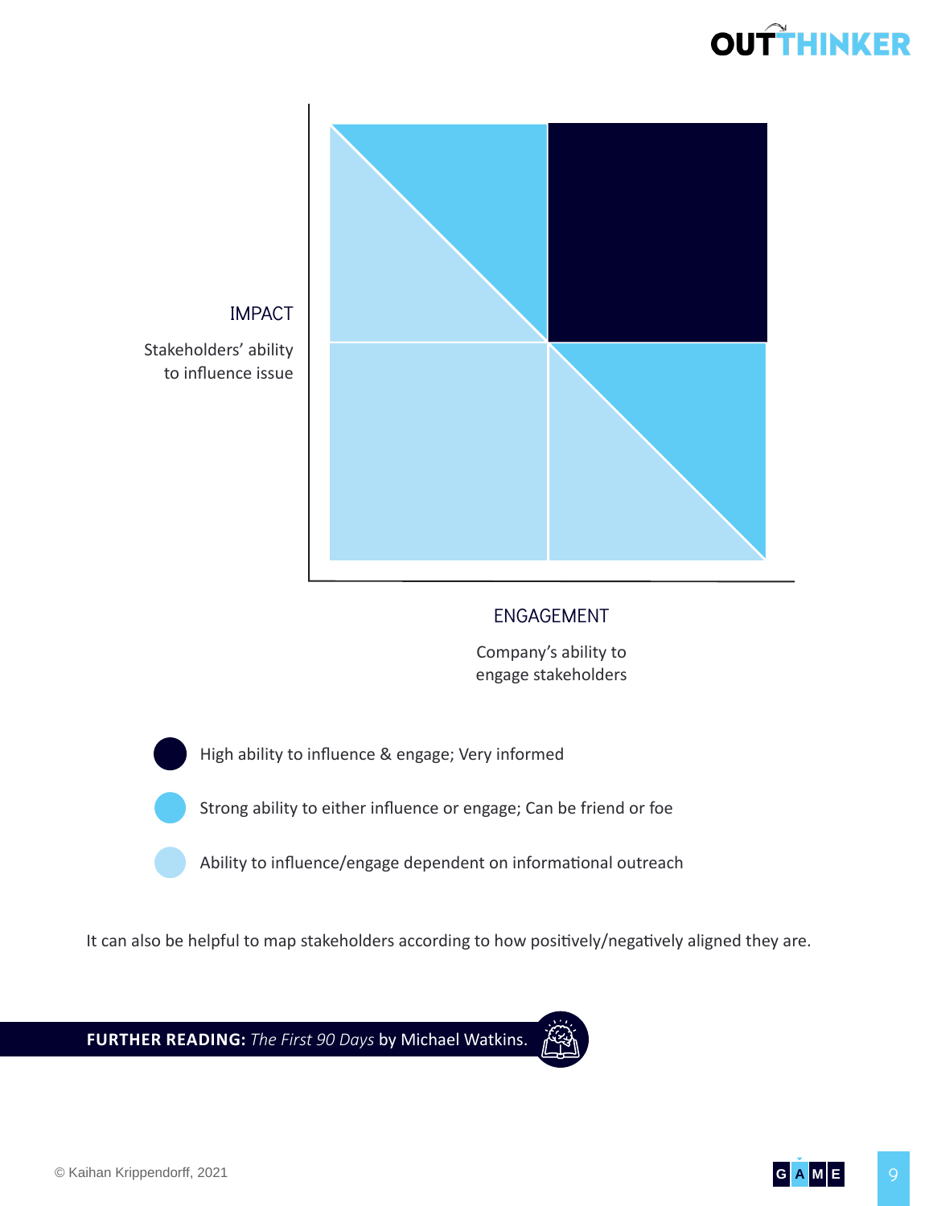IMPACT

Stakeholders' ability to influence issue

ENGAGEMENT

Company's ability to engage stakeholders

- High ability to influence & engage; Very informed
- Strong ability to either influence or engage; Can be friend or foe
- Ability to influence/engage dependent on informational outreach

It can also be helpful to map stakeholders according to how positively/negatively aligned they are.

**FURTHER READING:** *The First 90 Days* by Michael Watkins.

© Kaihan Krippendorff, 2021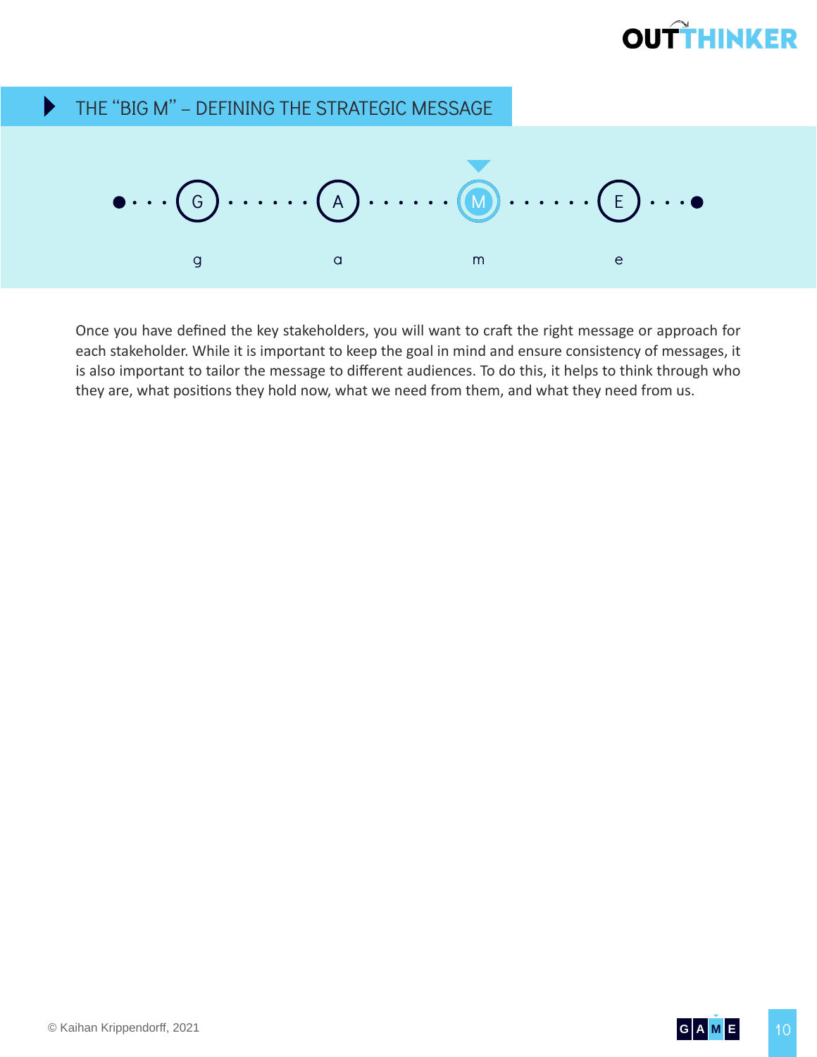## THE "BIG M" – DEFINING THE STRATEGIC MESSAGE

G · · · A · · · M · · · E

g a m e

Once you have defined the key stakeholders, you will want to craft the right message or approach for each stakeholder. While it is important to keep the goal in mind and ensure consistency of messages, it is also important to tailor the message to different audiences. To do this, it helps to think through who they are, what positions they hold now, what we need from them, and what they need from us.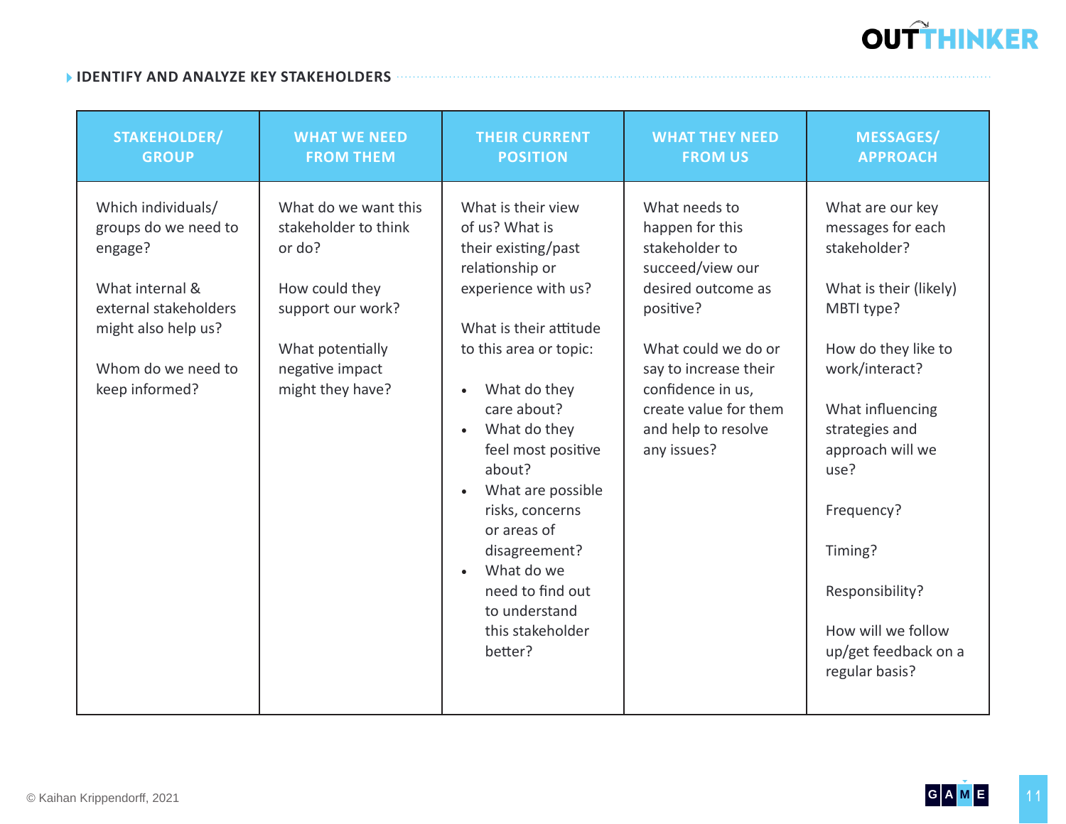## IDENTIFY AND ANALYZE KEY STAKEHOLDERS

| STAKEHOLDER/ GROUP | WHAT WE NEED FROM THEM | THEIR CURRENT POSITION | WHAT THEY NEED FROM US | MESSAGES/ APPROACH |
|---|---|---|---|---|
| Which individuals/ groups do we need to engage?<br><br>What internal & external stakeholders might also help us?<br><br>Whom do we need to keep informed? | What do we want this stakeholder to think or do?<br><br>How could they support our work?<br><br>What potentially negative impact might they have? | What is their view of us? What is their existing/past relationship or experience with us?<br><br>What is their attitude to this area or topic:<br><br>• What do they care about?<br>• What do they feel most positive about?<br>• What are possible risks, concerns or areas of disagreement?<br>• What do we need to find out to understand this stakeholder better? | What needs to happen for this stakeholder to succeed/view our desired outcome as positive?<br><br>What could we do or say to increase their confidence in us, create value for them and help to resolve any issues? | What are our key messages for each stakeholder?<br><br>What is their (likely) MBTI type?<br><br>How do they like to work/interact?<br><br>What influencing strategies and approach will we use?<br><br>Frequency?<br><br>Timing?<br><br>Responsibility?<br><br>How will we follow up/get feedback on a regular basis? |

© Kaihan Krippendorff, 2021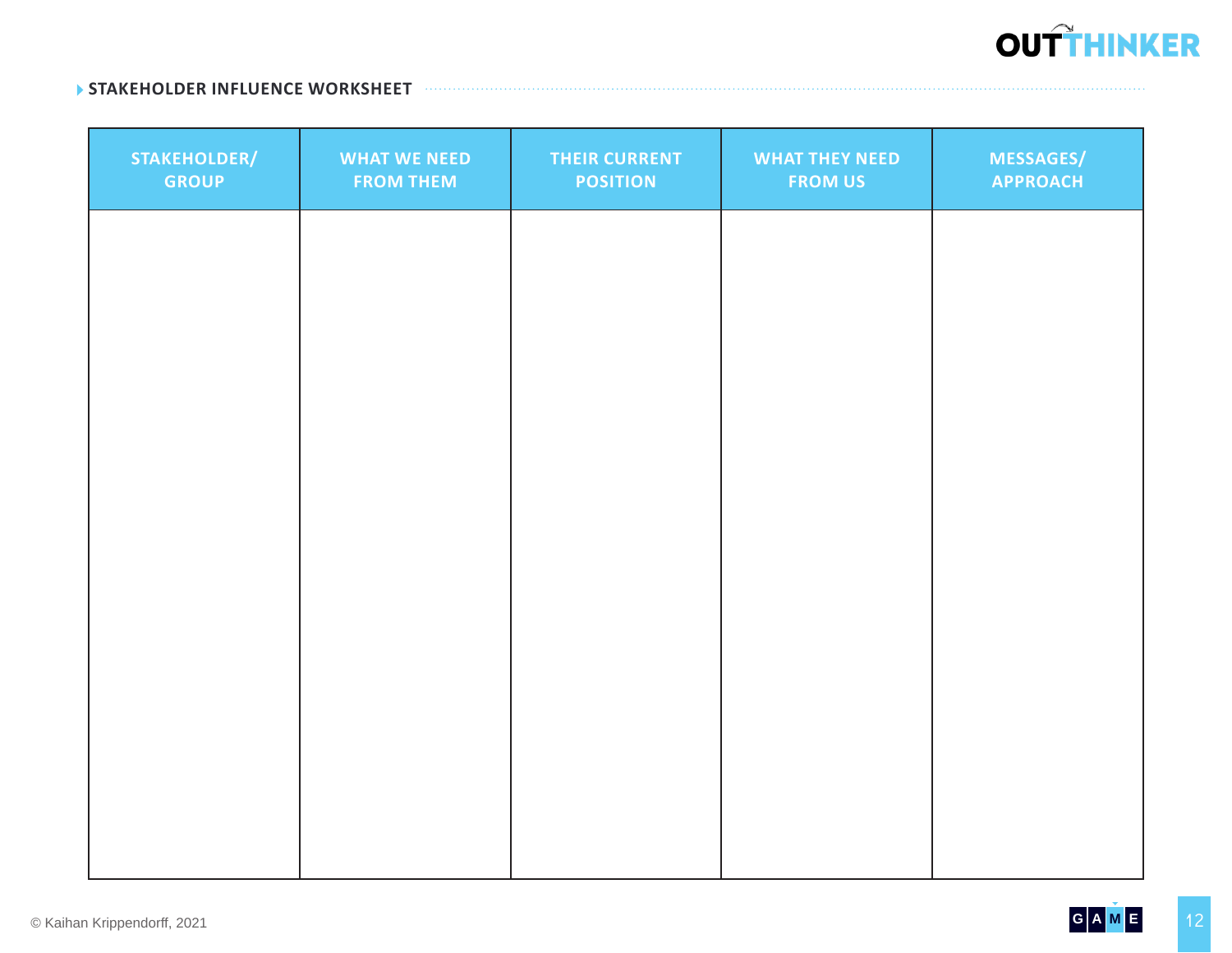## STAKEHOLDER INFLUENCE WORKSHEET

| STAKEHOLDER/ GROUP | WHAT WE NEED FROM THEM | THEIR CURRENT POSITION | WHAT THEY NEED FROM US | MESSAGES/ APPROACH |
|---|---|---|---|---|
| | | | | |

© Kaihan Krippendorff, 2021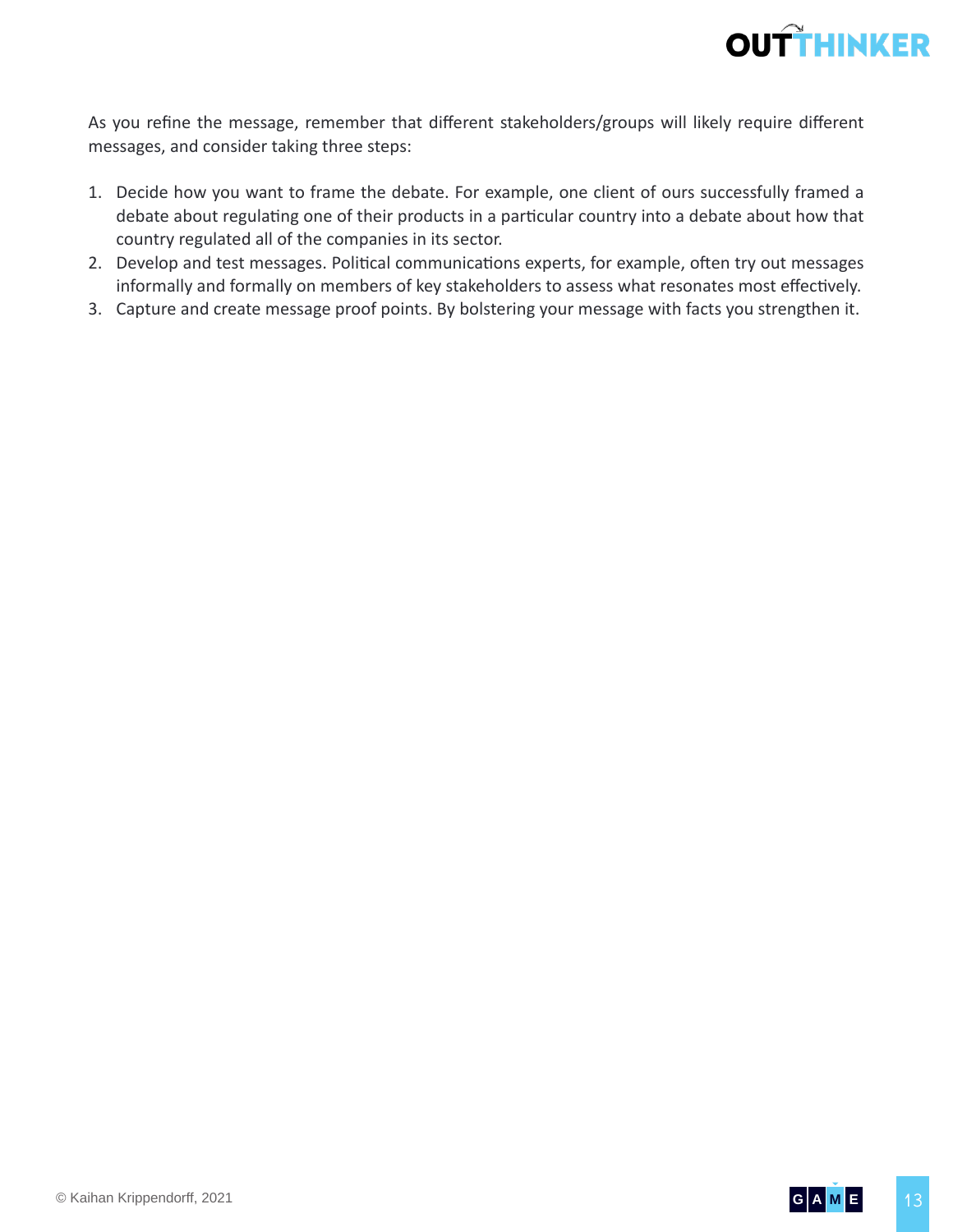As you refine the message, remember that different stakeholders/groups will likely require different messages, and consider taking three steps:

1. Decide how you want to frame the debate. For example, one client of ours successfully framed a debate about regulating one of their products in a particular country into a debate about how that country regulated all of the companies in its sector.
2. Develop and test messages. Political communications experts, for example, often try out messages informally and formally on members of key stakeholders to assess what resonates most effectively.
3. Capture and create message proof points. By bolstering your message with facts you strengthen it.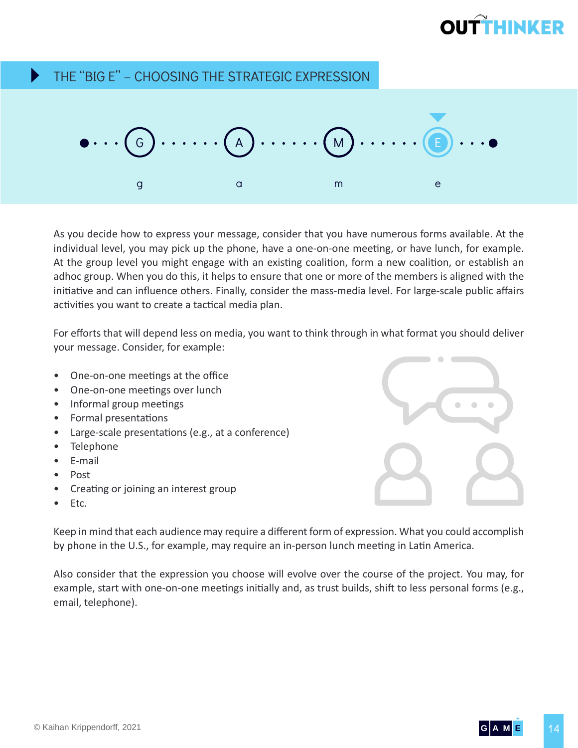# THE "BIG E" – CHOOSING THE STRATEGIC EXPRESSION

G · A · M · E

g · a · m · e

As you decide how to express your message, consider that you have numerous forms available. At the individual level, you may pick up the phone, have a one-on-one meeting, or have lunch, for example. At the group level you might engage with an existing coalition, form a new coalition, or establish an adhoc group. When you do this, it helps to ensure that one or more of the members is aligned with the initiative and can influence others. Finally, consider the mass-media level. For large-scale public affairs activities you want to create a tactical media plan.

For efforts that will depend less on media, you want to think through in what format you should deliver your message. Consider, for example:

- One-on-one meetings at the office
- One-on-one meetings over lunch
- Informal group meetings
- Formal presentations
- Large-scale presentations (e.g., at a conference)
- Telephone
- E-mail
- Post
- Creating or joining an interest group
- Etc.

Keep in mind that each audience may require a different form of expression. What you could accomplish by phone in the U.S., for example, may require an in-person lunch meeting in Latin America.

Also consider that the expression you choose will evolve over the course of the project. You may, for example, start with one-on-one meetings initially and, as trust builds, shift to less personal forms (e.g., email, telephone).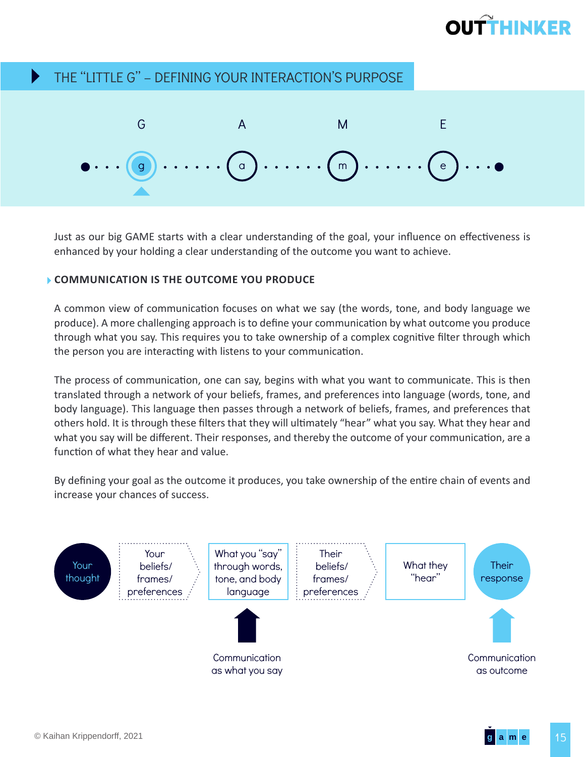# THE "LITTLE G" – DEFINING YOUR INTERACTION'S PURPOSE

G A M E

g a m e

Just as our big GAME starts with a clear understanding of the goal, your influence on effectiveness is enhanced by your holding a clear understanding of the outcome you want to achieve.

## COMMUNICATION IS THE OUTCOME YOU PRODUCE

A common view of communication focuses on what we say (the words, tone, and body language we produce). A more challenging approach is to define your communication by what outcome you produce through what you say. This requires you to take ownership of a complex cognitive filter through which the person you are interacting with listens to your communication.

The process of communication, one can say, begins with what you want to communicate. This is then translated through a network of your beliefs, frames, and preferences into language (words, tone, and body language). This language then passes through a network of beliefs, frames, and preferences that others hold. It is through these filters that they will ultimately "hear" what you say. What they hear and what you say will be different. Their responses, and thereby the outcome of your communication, are a function of what they hear and value.

By defining your goal as the outcome it produces, you take ownership of the entire chain of events and increase your chances of success.

Your thought → Your beliefs/ frames/ preferences → What you "say" through words, tone, and body language → Their beliefs/ frames/ preferences → What they "hear" → Their response

Communication as what you say

Communication as outcome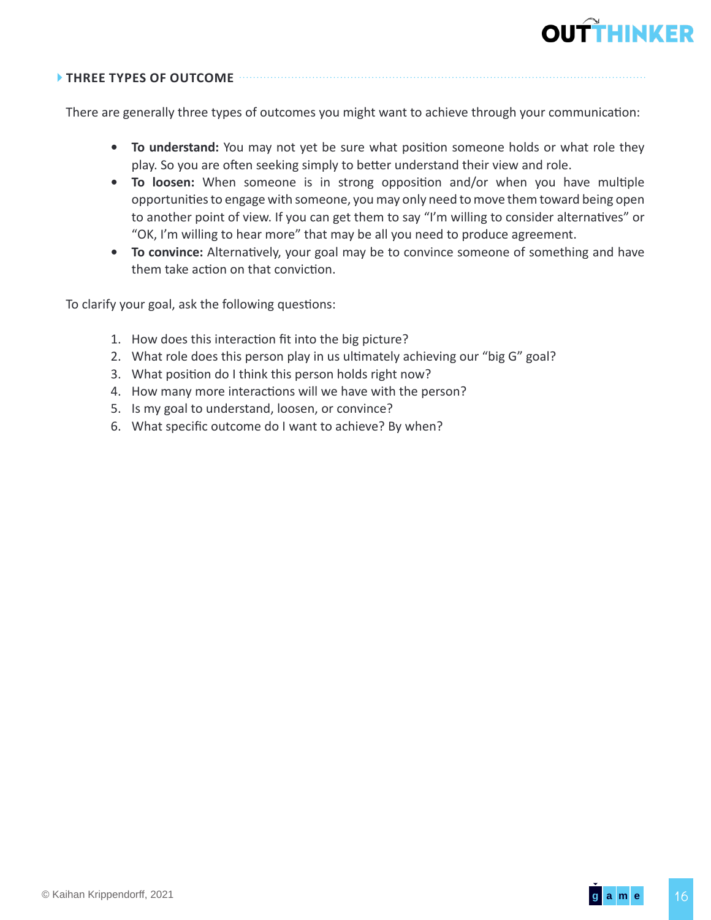## THREE TYPES OF OUTCOME

There are generally three types of outcomes you might want to achieve through your communication:

- **To understand:** You may not yet be sure what position someone holds or what role they play. So you are often seeking simply to better understand their view and role.
- **To loosen:** When someone is in strong opposition and/or when you have multiple opportunities to engage with someone, you may only need to move them toward being open to another point of view. If you can get them to say "I'm willing to consider alternatives" or "OK, I'm willing to hear more" that may be all you need to produce agreement.
- **To convince:** Alternatively, your goal may be to convince someone of something and have them take action on that conviction.

To clarify your goal, ask the following questions:

1. How does this interaction fit into the big picture?
2. What role does this person play in us ultimately achieving our "big G" goal?
3. What position do I think this person holds right now?
4. How many more interactions will we have with the person?
5. Is my goal to understand, loosen, or convince?
6. What specific outcome do I want to achieve? By when?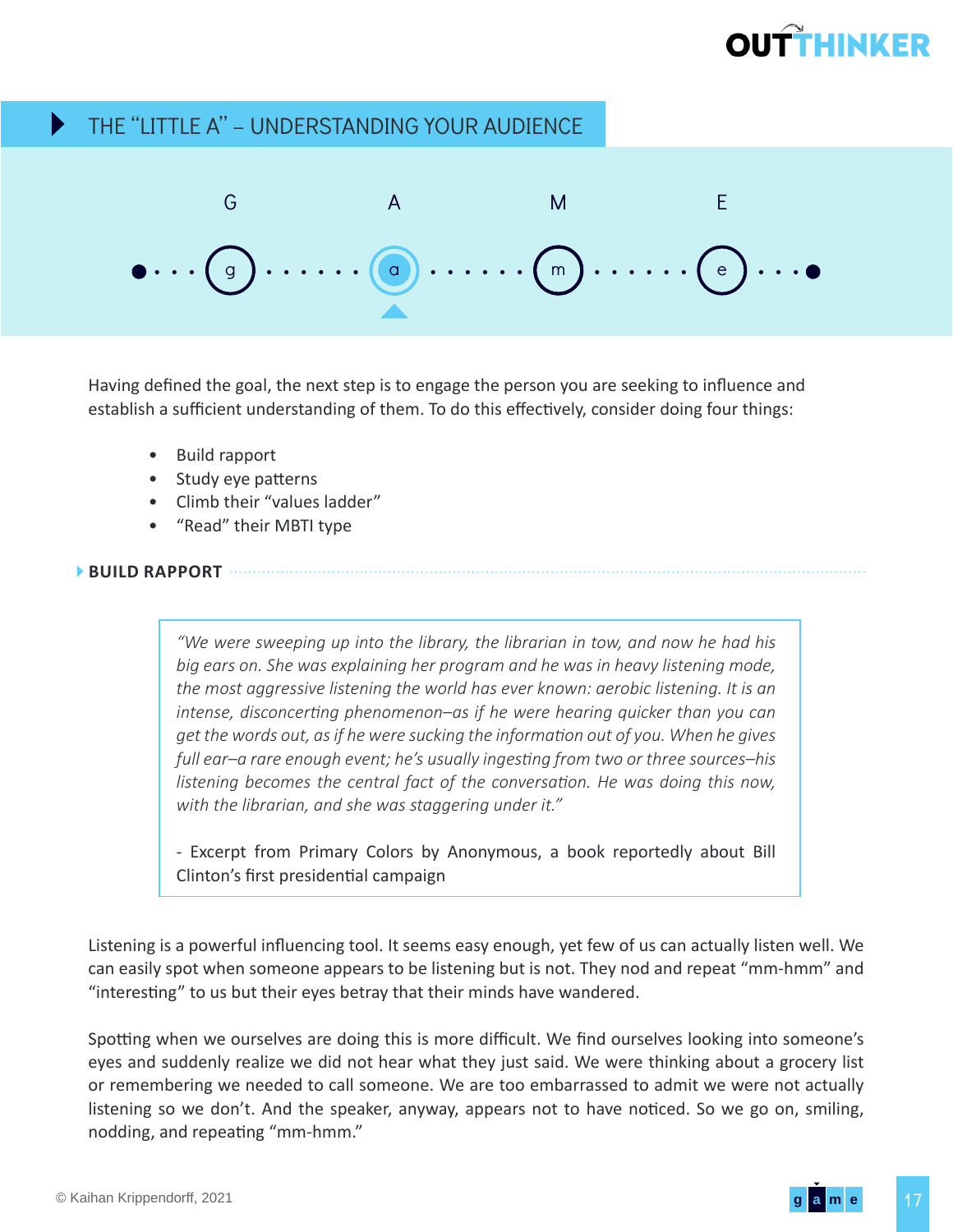## THE "LITTLE A" – UNDERSTANDING YOUR AUDIENCE

G A M E

Having defined the goal, the next step is to engage the person you are seeking to influence and establish a sufficient understanding of them. To do this effectively, consider doing four things:

- Build rapport
- Study eye patterns
- Climb their "values ladder"
- "Read" their MBTI type

### BUILD RAPPORT

> *"We were sweeping up into the library, the librarian in tow, and now he had his big ears on. She was explaining her program and he was in heavy listening mode, the most aggressive listening the world has ever known: aerobic listening. It is an intense, disconcerting phenomenon–as if he were hearing quicker than you can get the words out, as if he were sucking the information out of you. When he gives full ear–a rare enough event; he's usually ingesting from two or three sources–his listening becomes the central fact of the conversation. He was doing this now, with the librarian, and she was staggering under it."*
>
> - Excerpt from Primary Colors by Anonymous, a book reportedly about Bill Clinton's first presidential campaign

Listening is a powerful influencing tool. It seems easy enough, yet few of us can actually listen well. We can easily spot when someone appears to be listening but is not. They nod and repeat "mm-hmm" and "interesting" to us but their eyes betray that their minds have wandered.

Spotting when we ourselves are doing this is more difficult. We find ourselves looking into someone's eyes and suddenly realize we did not hear what they just said. We were thinking about a grocery list or remembering we needed to call someone. We are too embarrassed to admit we were not actually listening so we don't. And the speaker, anyway, appears not to have noticed. So we go on, smiling, nodding, and repeating "mm-hmm."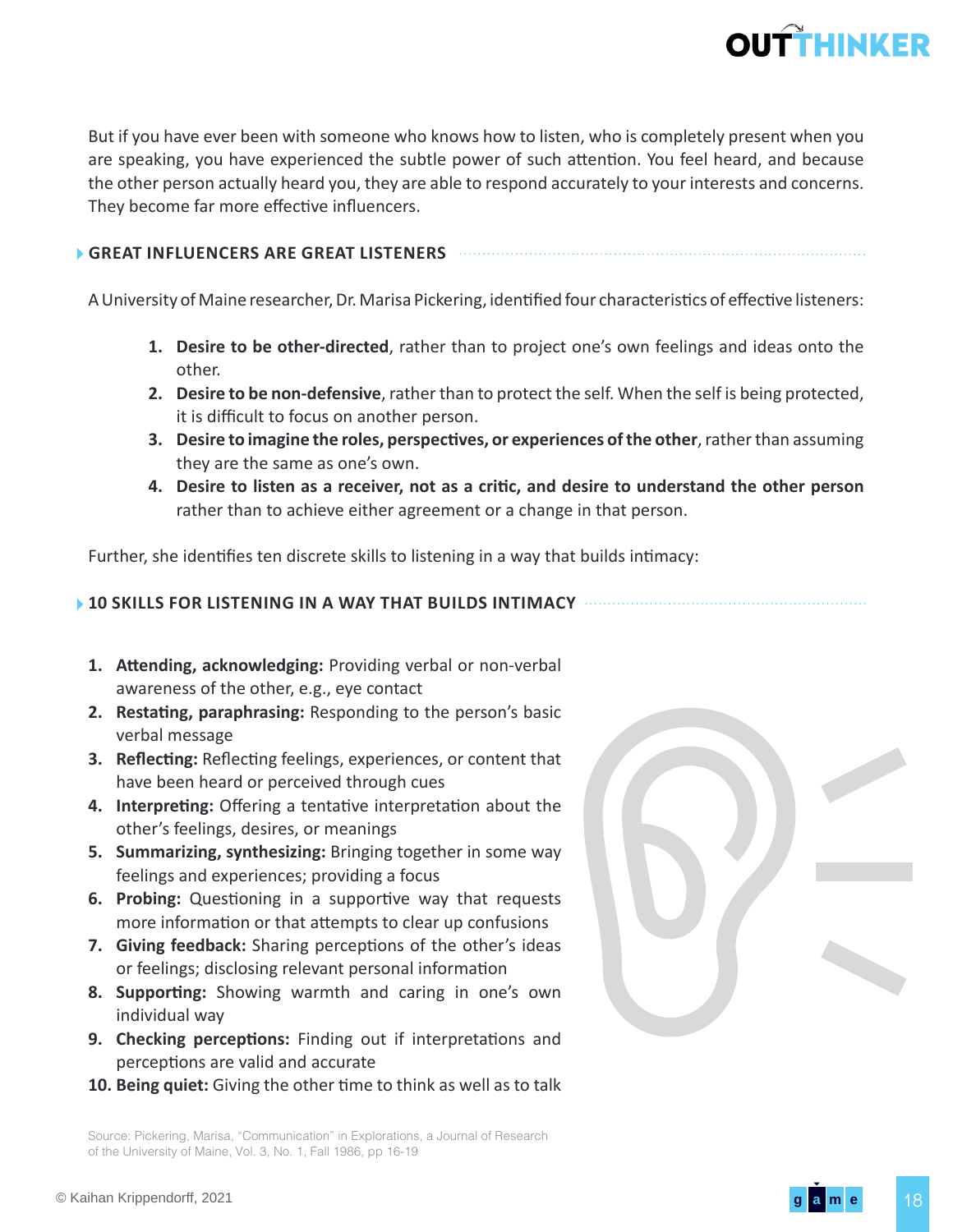But if you have ever been with someone who knows how to listen, who is completely present when you are speaking, you have experienced the subtle power of such attention. You feel heard, and because the other person actually heard you, they are able to respond accurately to your interests and concerns. They become far more effective influencers.

### GREAT INFLUENCERS ARE GREAT LISTENERS

A University of Maine researcher, Dr. Marisa Pickering, identified four characteristics of effective listeners:

1. **Desire to be other-directed**, rather than to project one's own feelings and ideas onto the other.
2. **Desire to be non-defensive**, rather than to protect the self. When the self is being protected, it is difficult to focus on another person.
3. **Desire to imagine the roles, perspectives, or experiences of the other**, rather than assuming they are the same as one's own.
4. **Desire to listen as a receiver, not as a critic, and desire to understand the other person** rather than to achieve either agreement or a change in that person.

Further, she identifies ten discrete skills to listening in a way that builds intimacy:

### 10 SKILLS FOR LISTENING IN A WAY THAT BUILDS INTIMACY

1. **Attending, acknowledging:** Providing verbal or non-verbal awareness of the other, e.g., eye contact
2. **Restating, paraphrasing:** Responding to the person's basic verbal message
3. **Reflecting:** Reflecting feelings, experiences, or content that have been heard or perceived through cues
4. **Interpreting:** Offering a tentative interpretation about the other's feelings, desires, or meanings
5. **Summarizing, synthesizing:** Bringing together in some way feelings and experiences; providing a focus
6. **Probing:** Questioning in a supportive way that requests more information or that attempts to clear up confusions
7. **Giving feedback:** Sharing perceptions of the other's ideas or feelings; disclosing relevant personal information
8. **Supporting:** Showing warmth and caring in one's own individual way
9. **Checking perceptions:** Finding out if interpretations and perceptions are valid and accurate
10. **Being quiet:** Giving the other time to think as well as to talk

Source: Pickering, Marisa, "Communication" in Explorations, a Journal of Research of the University of Maine, Vol. 3, No. 1, Fall 1986, pp 16-19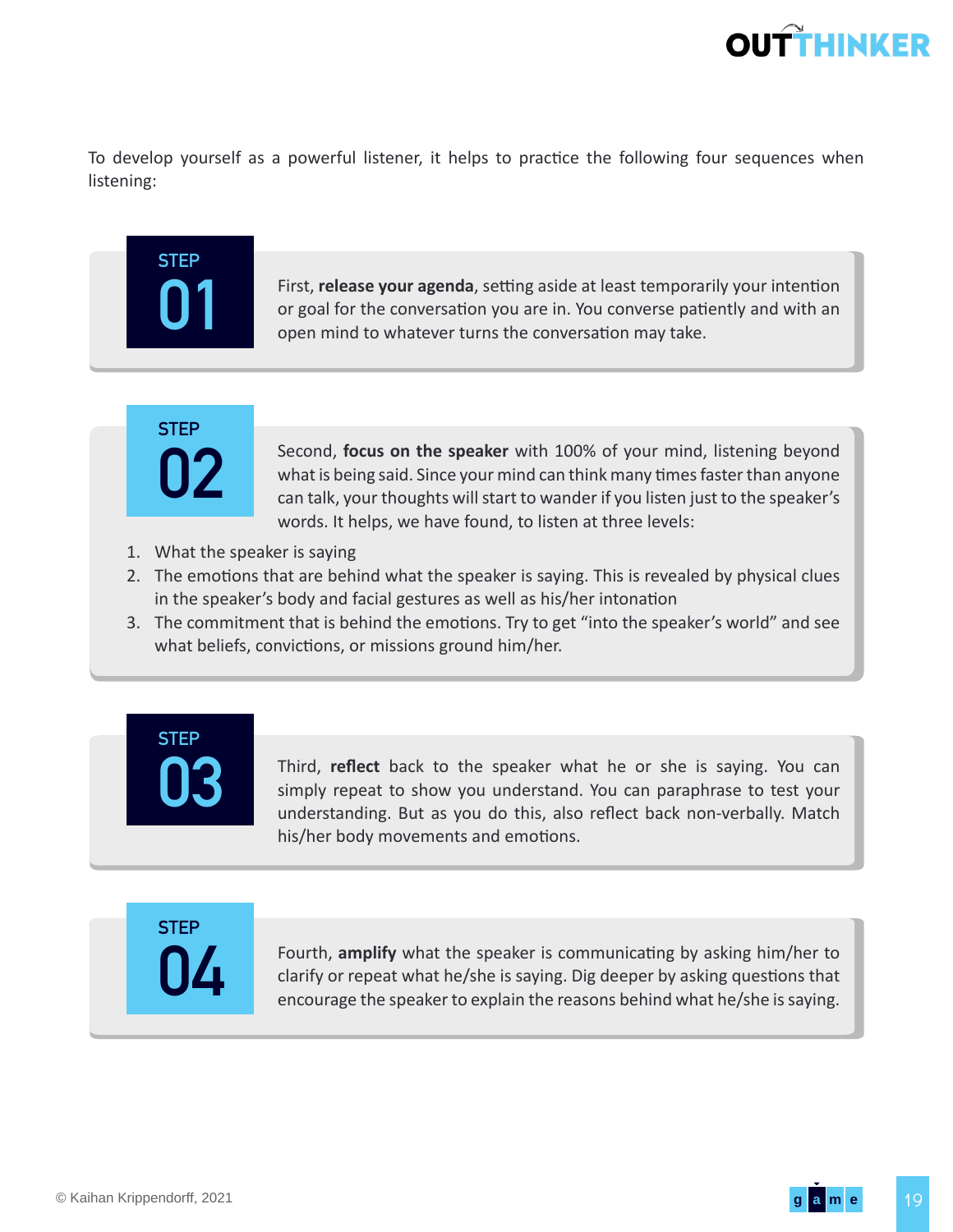To develop yourself as a powerful listener, it helps to practice the following four sequences when listening:

### STEP 01

First, **release your agenda**, setting aside at least temporarily your intention or goal for the conversation you are in. You converse patiently and with an open mind to whatever turns the conversation may take.

### STEP 02

Second, **focus on the speaker** with 100% of your mind, listening beyond what is being said. Since your mind can think many times faster than anyone can talk, your thoughts will start to wander if you listen just to the speaker's words. It helps, we have found, to listen at three levels:

1. What the speaker is saying
2. The emotions that are behind what the speaker is saying. This is revealed by physical clues in the speaker's body and facial gestures as well as his/her intonation
3. The commitment that is behind the emotions. Try to get "into the speaker's world" and see what beliefs, convictions, or missions ground him/her.

### STEP 03

Third, **reflect** back to the speaker what he or she is saying. You can simply repeat to show you understand. You can paraphrase to test your understanding. But as you do this, also reflect back non-verbally. Match his/her body movements and emotions.

### STEP 04

Fourth, **amplify** what the speaker is communicating by asking him/her to clarify or repeat what he/she is saying. Dig deeper by asking questions that encourage the speaker to explain the reasons behind what he/she is saying.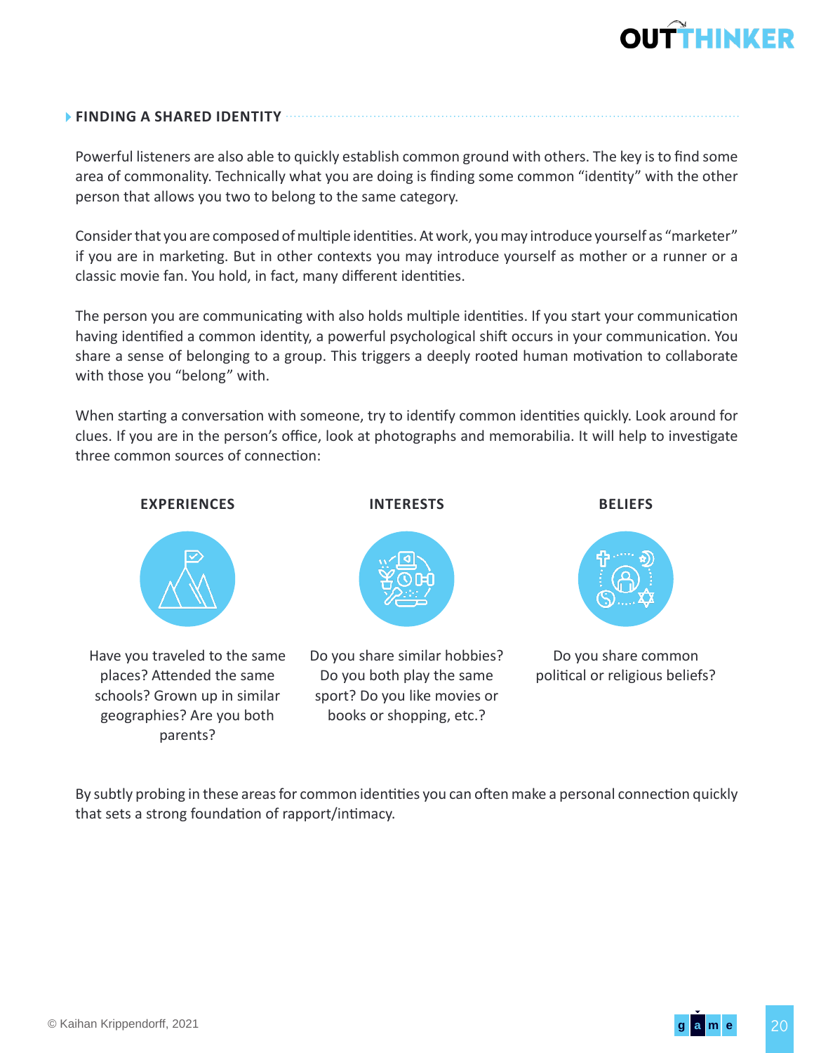## FINDING A SHARED IDENTITY

Powerful listeners are also able to quickly establish common ground with others. The key is to find some area of commonality. Technically what you are doing is finding some common "identity" with the other person that allows you two to belong to the same category.

Consider that you are composed of multiple identities. At work, you may introduce yourself as "marketer" if you are in marketing. But in other contexts you may introduce yourself as mother or a runner or a classic movie fan. You hold, in fact, many different identities.

The person you are communicating with also holds multiple identities. If you start your communication having identified a common identity, a powerful psychological shift occurs in your communication. You share a sense of belonging to a group. This triggers a deeply rooted human motivation to collaborate with those you "belong" with.

When starting a conversation with someone, try to identify common identities quickly. Look around for clues. If you are in the person's office, look at photographs and memorabilia. It will help to investigate three common sources of connection:

**EXPERIENCES**

Have you traveled to the same places? Attended the same schools? Grown up in similar geographies? Are you both parents?

**INTERESTS**

Do you share similar hobbies? Do you both play the same sport? Do you like movies or books or shopping, etc.?

**BELIEFS**

Do you share common political or religious beliefs?

By subtly probing in these areas for common identities you can often make a personal connection quickly that sets a strong foundation of rapport/intimacy.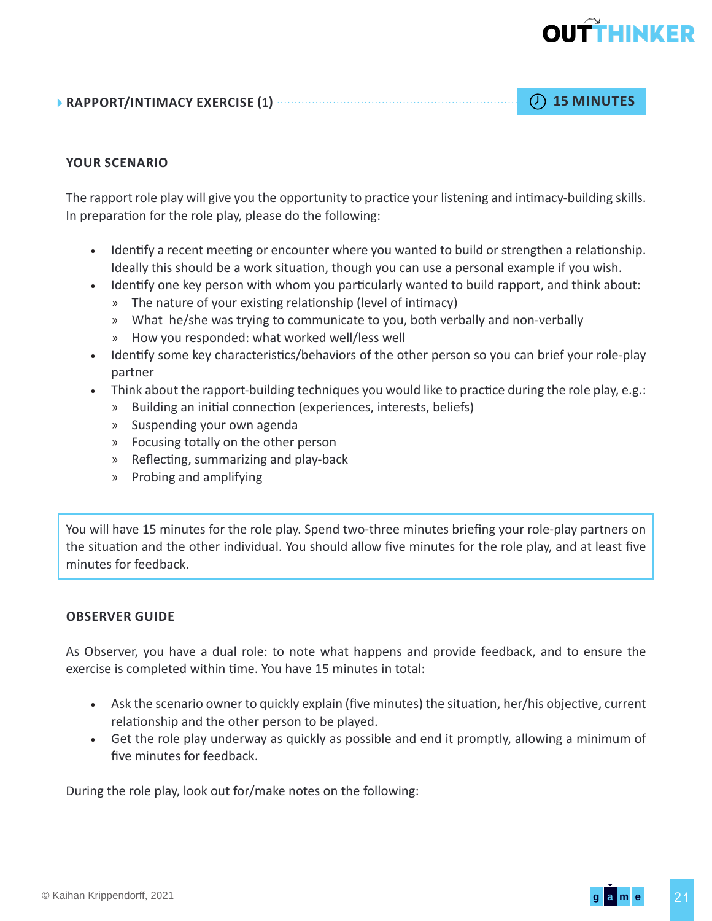## RAPPORT/INTIMACY EXERCISE (1)

**15 MINUTES**

### YOUR SCENARIO

The rapport role play will give you the opportunity to practice your listening and intimacy-building skills. In preparation for the role play, please do the following:

- Identify a recent meeting or encounter where you wanted to build or strengthen a relationship. Ideally this should be a work situation, though you can use a personal example if you wish.
- Identify one key person with whom you particularly wanted to build rapport, and think about:
  - The nature of your existing relationship (level of intimacy)
  - What he/she was trying to communicate to you, both verbally and non-verbally
  - How you responded: what worked well/less well
- Identify some key characteristics/behaviors of the other person so you can brief your role-play partner
- Think about the rapport-building techniques you would like to practice during the role play, e.g.:
  - Building an initial connection (experiences, interests, beliefs)
  - Suspending your own agenda
  - Focusing totally on the other person
  - Reflecting, summarizing and play-back
  - Probing and amplifying

> You will have 15 minutes for the role play. Spend two-three minutes briefing your role-play partners on the situation and the other individual. You should allow five minutes for the role play, and at least five minutes for feedback.

### OBSERVER GUIDE

As Observer, you have a dual role: to note what happens and provide feedback, and to ensure the exercise is completed within time. You have 15 minutes in total:

- Ask the scenario owner to quickly explain (five minutes) the situation, her/his objective, current relationship and the other person to be played.
- Get the role play underway as quickly as possible and end it promptly, allowing a minimum of five minutes for feedback.

During the role play, look out for/make notes on the following: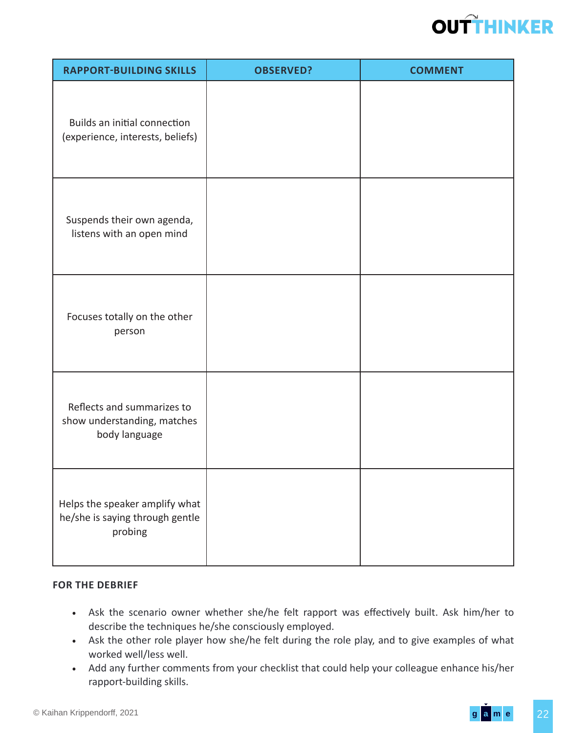| RAPPORT-BUILDING SKILLS | OBSERVED? | COMMENT |
|---|---|---|
| Builds an initial connection (experience, interests, beliefs) | | |
| Suspends their own agenda, listens with an open mind | | |
| Focuses totally on the other person | | |
| Reflects and summarizes to show understanding, matches body language | | |
| Helps the speaker amplify what he/she is saying through gentle probing | | |

**FOR THE DEBRIEF**

- Ask the scenario owner whether she/he felt rapport was effectively built. Ask him/her to describe the techniques he/she consciously employed.
- Ask the other role player how she/he felt during the role play, and to give examples of what worked well/less well.
- Add any further comments from your checklist that could help your colleague enhance his/her rapport-building skills.

© Kaihan Krippendorff, 2021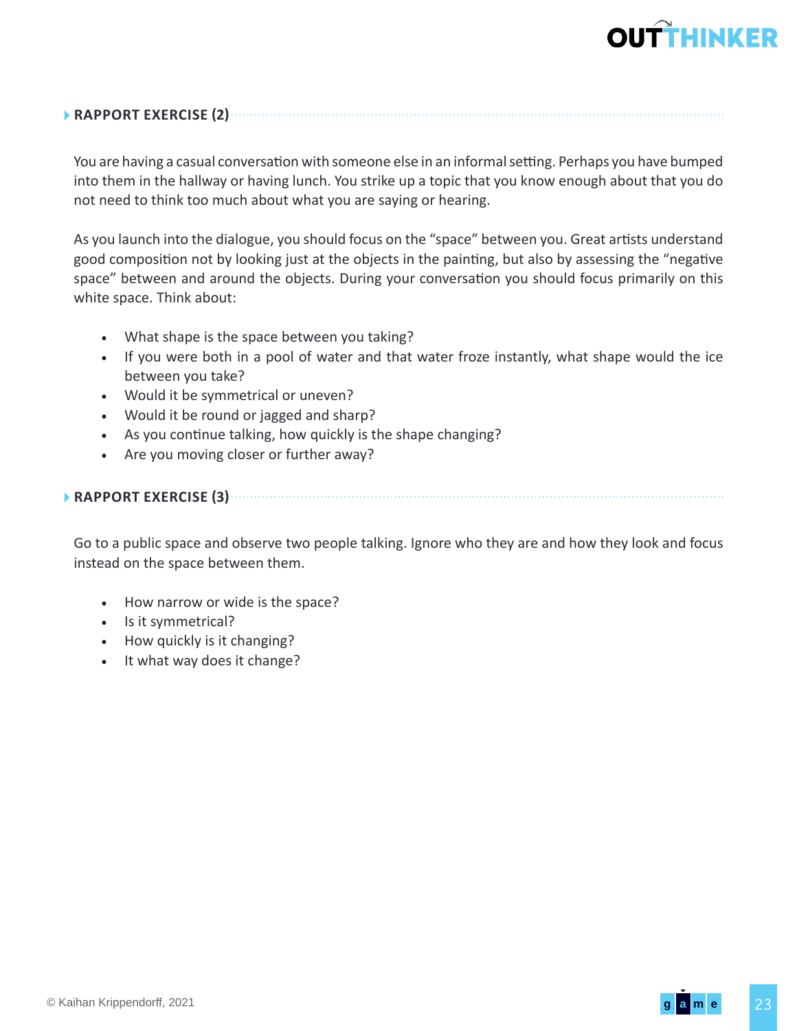### RAPPORT EXERCISE (2)

You are having a casual conversation with someone else in an informal setting. Perhaps you have bumped into them in the hallway or having lunch. You strike up a topic that you know enough about that you do not need to think too much about what you are saying or hearing.

As you launch into the dialogue, you should focus on the "space" between you. Great artists understand good composition not by looking just at the objects in the painting, but also by assessing the "negative space" between and around the objects. During your conversation you should focus primarily on this white space. Think about:

- What shape is the space between you taking?
- If you were both in a pool of water and that water froze instantly, what shape would the ice between you take?
- Would it be symmetrical or uneven?
- Would it be round or jagged and sharp?
- As you continue talking, how quickly is the shape changing?
- Are you moving closer or further away?

### RAPPORT EXERCISE (3)

Go to a public space and observe two people talking. Ignore who they are and how they look and focus instead on the space between them.

- How narrow or wide is the space?
- Is it symmetrical?
- How quickly is it changing?
- It what way does it change?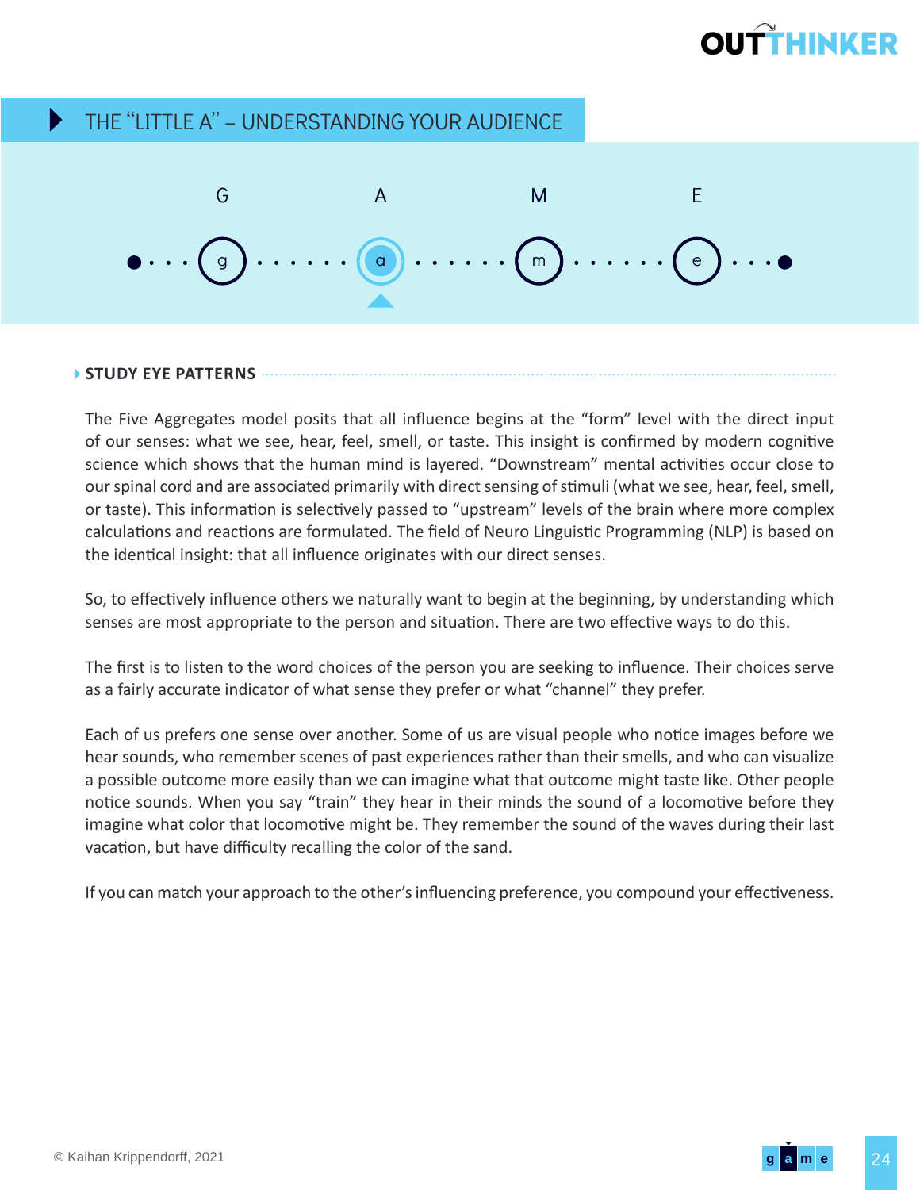## THE "LITTLE A" – UNDERSTANDING YOUR AUDIENCE

G A M E

g a m e

### STUDY EYE PATTERNS

The Five Aggregates model posits that all influence begins at the "form" level with the direct input of our senses: what we see, hear, feel, smell, or taste. This insight is confirmed by modern cognitive science which shows that the human mind is layered. "Downstream" mental activities occur close to our spinal cord and are associated primarily with direct sensing of stimuli (what we see, hear, feel, smell, or taste). This information is selectively passed to "upstream" levels of the brain where more complex calculations and reactions are formulated. The field of Neuro Linguistic Programming (NLP) is based on the identical insight: that all influence originates with our direct senses.

So, to effectively influence others we naturally want to begin at the beginning, by understanding which senses are most appropriate to the person and situation. There are two effective ways to do this.

The first is to listen to the word choices of the person you are seeking to influence. Their choices serve as a fairly accurate indicator of what sense they prefer or what "channel" they prefer.

Each of us prefers one sense over another. Some of us are visual people who notice images before we hear sounds, who remember scenes of past experiences rather than their smells, and who can visualize a possible outcome more easily than we can imagine what that outcome might taste like. Other people notice sounds. When you say "train" they hear in their minds the sound of a locomotive before they imagine what color that locomotive might be. They remember the sound of the waves during their last vacation, but have difficulty recalling the color of the sand.

If you can match your approach to the other's influencing preference, you compound your effectiveness.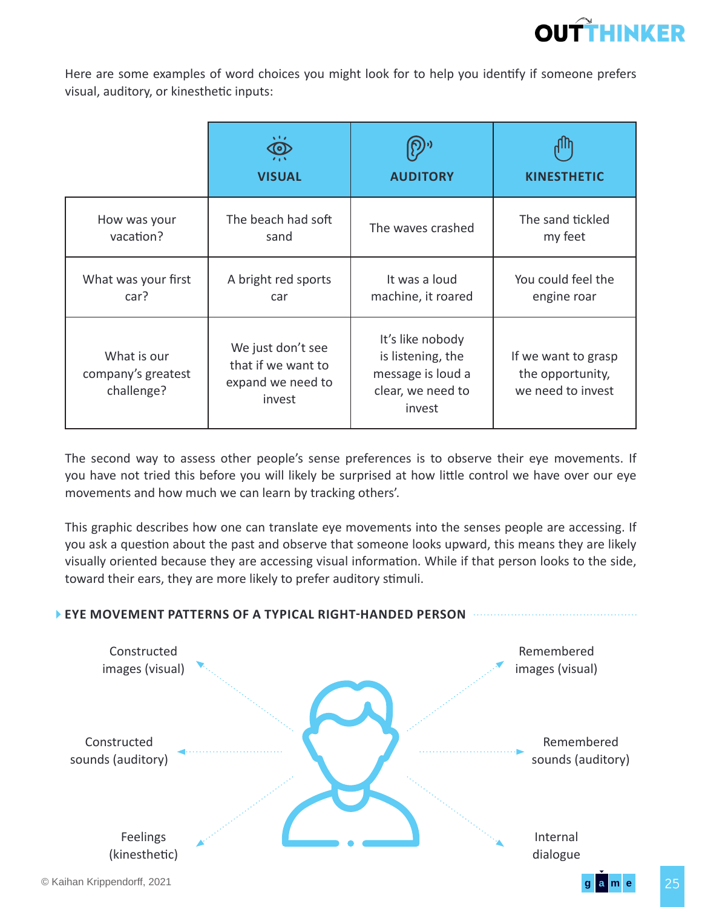Here are some examples of word choices you might look for to help you identify if someone prefers visual, auditory, or kinesthetic inputs:

| | VISUAL | AUDITORY | KINESTHETIC |
|---|---|---|---|
| How was your vacation? | The beach had soft sand | The waves crashed | The sand tickled my feet |
| What was your first car? | A bright red sports car | It was a loud machine, it roared | You could feel the engine roar |
| What is our company's greatest challenge? | We just don't see that if we want to expand we need to invest | It's like nobody is listening, the message is loud a clear, we need to invest | If we want to grasp the opportunity, we need to invest |

The second way to assess other people's sense preferences is to observe their eye movements. If you have not tried this before you will likely be surprised at how little control we have over our eye movements and how much we can learn by tracking others'.

This graphic describes how one can translate eye movements into the senses people are accessing. If you ask a question about the past and observe that someone looks upward, this means they are likely visually oriented because they are accessing visual information. While if that person looks to the side, toward their ears, they are more likely to prefer auditory stimuli.

**EYE MOVEMENT PATTERNS OF A TYPICAL RIGHT-HANDED PERSON**

Constructed images (visual)

Remembered images (visual)

Constructed sounds (auditory)

Remembered sounds (auditory)

Feelings (kinesthetic)

Internal dialogue

© Kaihan Krippendorff, 2021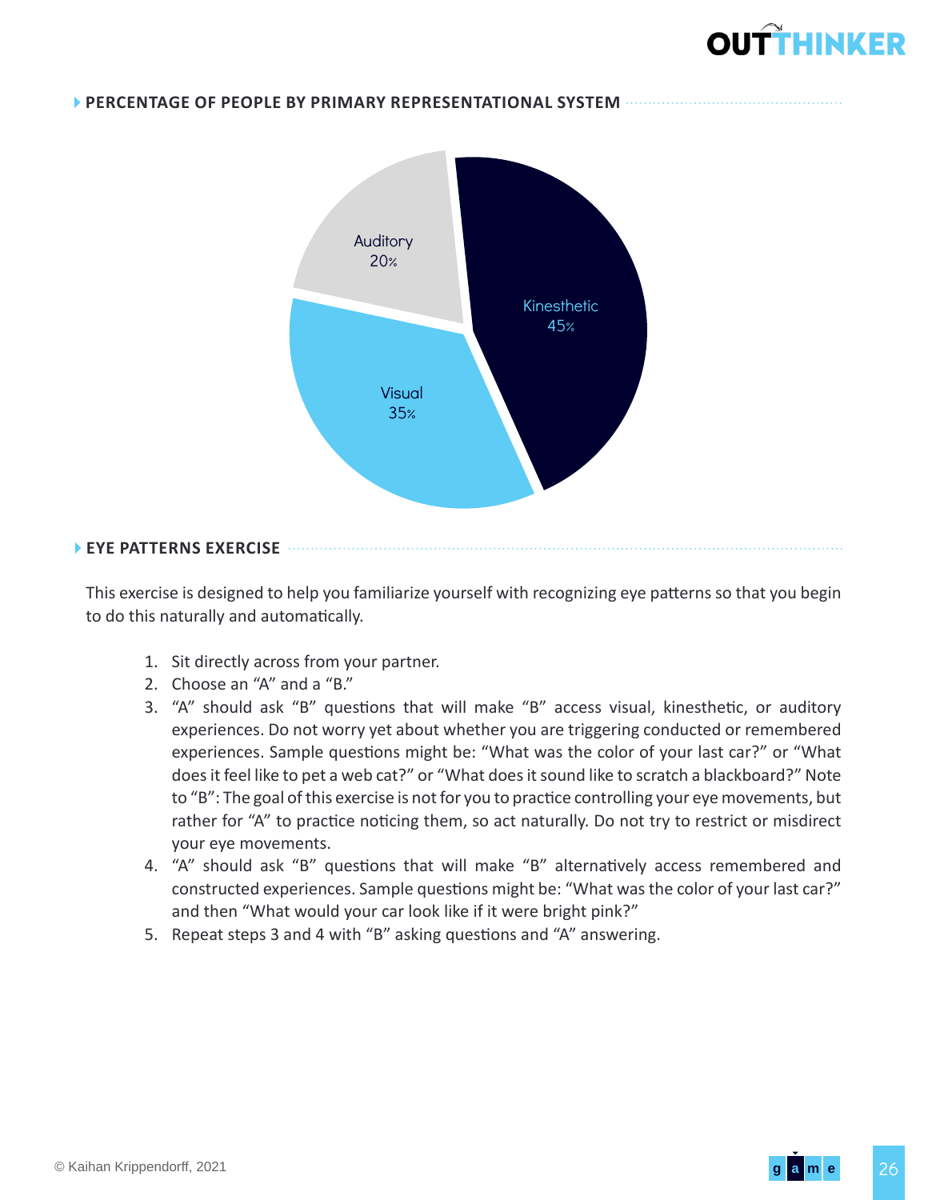## PERCENTAGE OF PEOPLE BY PRIMARY REPRESENTATIONAL SYSTEM

Auditory
20%

Kinesthetic
45%

Visual
35%

## EYE PATTERNS EXERCISE

This exercise is designed to help you familiarize yourself with recognizing eye patterns so that you begin to do this naturally and automatically.

1. Sit directly across from your partner.
2. Choose an "A" and a "B."
3. "A" should ask "B" questions that will make "B" access visual, kinesthetic, or auditory experiences. Do not worry yet about whether you are triggering conducted or remembered experiences. Sample questions might be: "What was the color of your last car?" or "What does it feel like to pet a web cat?" or "What does it sound like to scratch a blackboard?" Note to "B": The goal of this exercise is not for you to practice controlling your eye movements, but rather for "A" to practice noticing them, so act naturally. Do not try to restrict or misdirect your eye movements.
4. "A" should ask "B" questions that will make "B" alternatively access remembered and constructed experiences. Sample questions might be: "What was the color of your last car?" and then "What would your car look like if it were bright pink?"
5. Repeat steps 3 and 4 with "B" asking questions and "A" answering.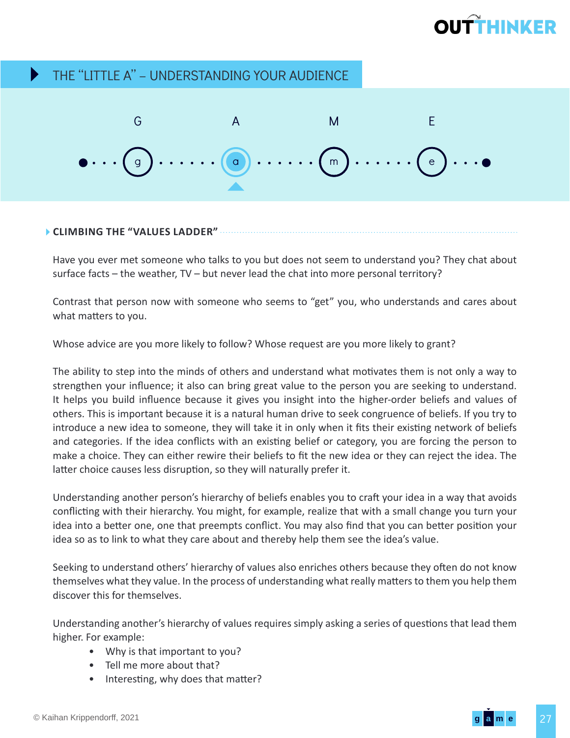## THE "LITTLE A" – UNDERSTANDING YOUR AUDIENCE

G A M E

### CLIMBING THE "VALUES LADDER"

Have you ever met someone who talks to you but does not seem to understand you? They chat about surface facts – the weather, TV – but never lead the chat into more personal territory?

Contrast that person now with someone who seems to "get" you, who understands and cares about what matters to you.

Whose advice are you more likely to follow? Whose request are you more likely to grant?

The ability to step into the minds of others and understand what motivates them is not only a way to strengthen your influence; it also can bring great value to the person you are seeking to understand. It helps you build influence because it gives you insight into the higher-order beliefs and values of others. This is important because it is a natural human drive to seek congruence of beliefs. If you try to introduce a new idea to someone, they will take it in only when it fits their existing network of beliefs and categories. If the idea conflicts with an existing belief or category, you are forcing the person to make a choice. They can either rewire their beliefs to fit the new idea or they can reject the idea. The latter choice causes less disruption, so they will naturally prefer it.

Understanding another person's hierarchy of beliefs enables you to craft your idea in a way that avoids conflicting with their hierarchy. You might, for example, realize that with a small change you turn your idea into a better one, one that preempts conflict. You may also find that you can better position your idea so as to link to what they care about and thereby help them see the idea's value.

Seeking to understand others' hierarchy of values also enriches others because they often do not know themselves what they value. In the process of understanding what really matters to them you help them discover this for themselves.

Understanding another's hierarchy of values requires simply asking a series of questions that lead them higher. For example:

- Why is that important to you?
- Tell me more about that?
- Interesting, why does that matter?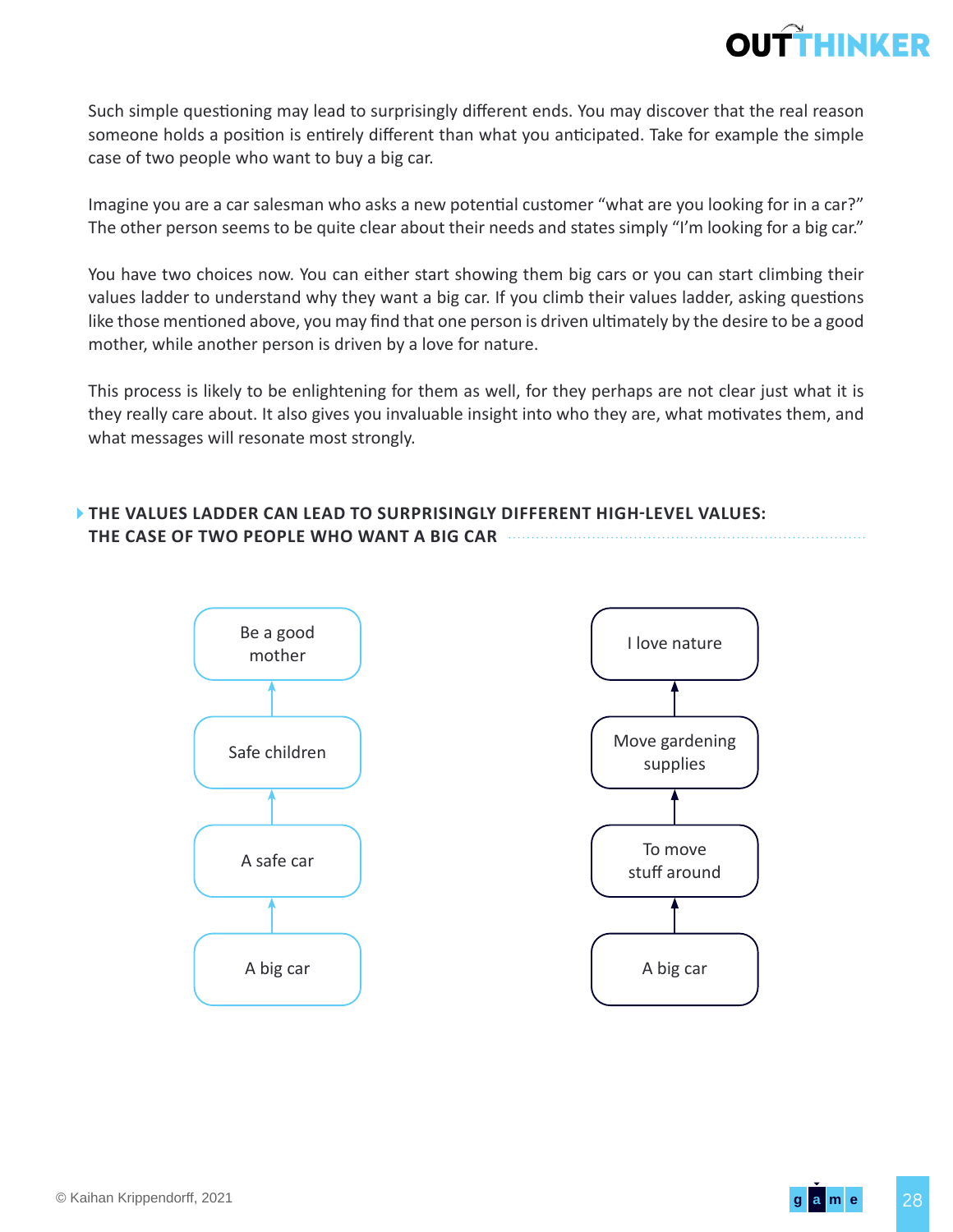Such simple questioning may lead to surprisingly different ends. You may discover that the real reason someone holds a position is entirely different than what you anticipated. Take for example the simple case of two people who want to buy a big car.

Imagine you are a car salesman who asks a new potential customer "what are you looking for in a car?" The other person seems to be quite clear about their needs and states simply "I'm looking for a big car."

You have two choices now. You can either start showing them big cars or you can start climbing their values ladder to understand why they want a big car. If you climb their values ladder, asking questions like those mentioned above, you may find that one person is driven ultimately by the desire to be a good mother, while another person is driven by a love for nature.

This process is likely to be enlightening for them as well, for they perhaps are not clear just what it is they really care about. It also gives you invaluable insight into who they are, what motivates them, and what messages will resonate most strongly.

### THE VALUES LADDER CAN LEAD TO SURPRISINGLY DIFFERENT HIGH-LEVEL VALUES: THE CASE OF TWO PEOPLE WHO WANT A BIG CAR

Be a good mother
↑
Safe children
↑
A safe car
↑
A big car

I love nature
↑
Move gardening supplies
↑
To move stuff around
↑
A big car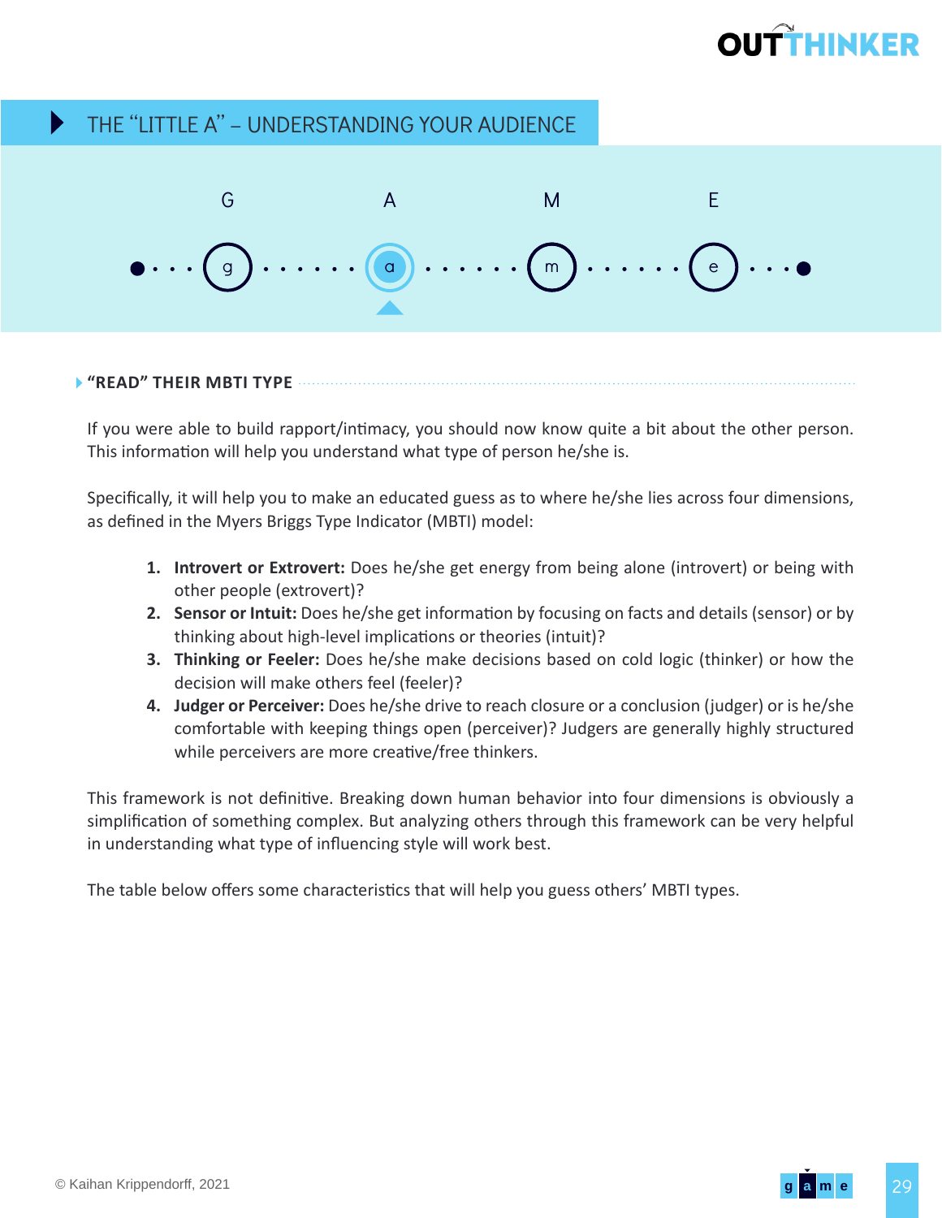## THE "LITTLE A" – UNDERSTANDING YOUR AUDIENCE

G A M E

g a m e

### "READ" THEIR MBTI TYPE

If you were able to build rapport/intimacy, you should now know quite a bit about the other person. This information will help you understand what type of person he/she is.

Specifically, it will help you to make an educated guess as to where he/she lies across four dimensions, as defined in the Myers Briggs Type Indicator (MBTI) model:

1. **Introvert or Extrovert:** Does he/she get energy from being alone (introvert) or being with other people (extrovert)?
2. **Sensor or Intuit:** Does he/she get information by focusing on facts and details (sensor) or by thinking about high-level implications or theories (intuit)?
3. **Thinking or Feeler:** Does he/she make decisions based on cold logic (thinker) or how the decision will make others feel (feeler)?
4. **Judger or Perceiver:** Does he/she drive to reach closure or a conclusion (judger) or is he/she comfortable with keeping things open (perceiver)? Judgers are generally highly structured while perceivers are more creative/free thinkers.

This framework is not definitive. Breaking down human behavior into four dimensions is obviously a simplification of something complex. But analyzing others through this framework can be very helpful in understanding what type of influencing style will work best.

The table below offers some characteristics that will help you guess others' MBTI types.

© Kaihan Krippendorff, 2021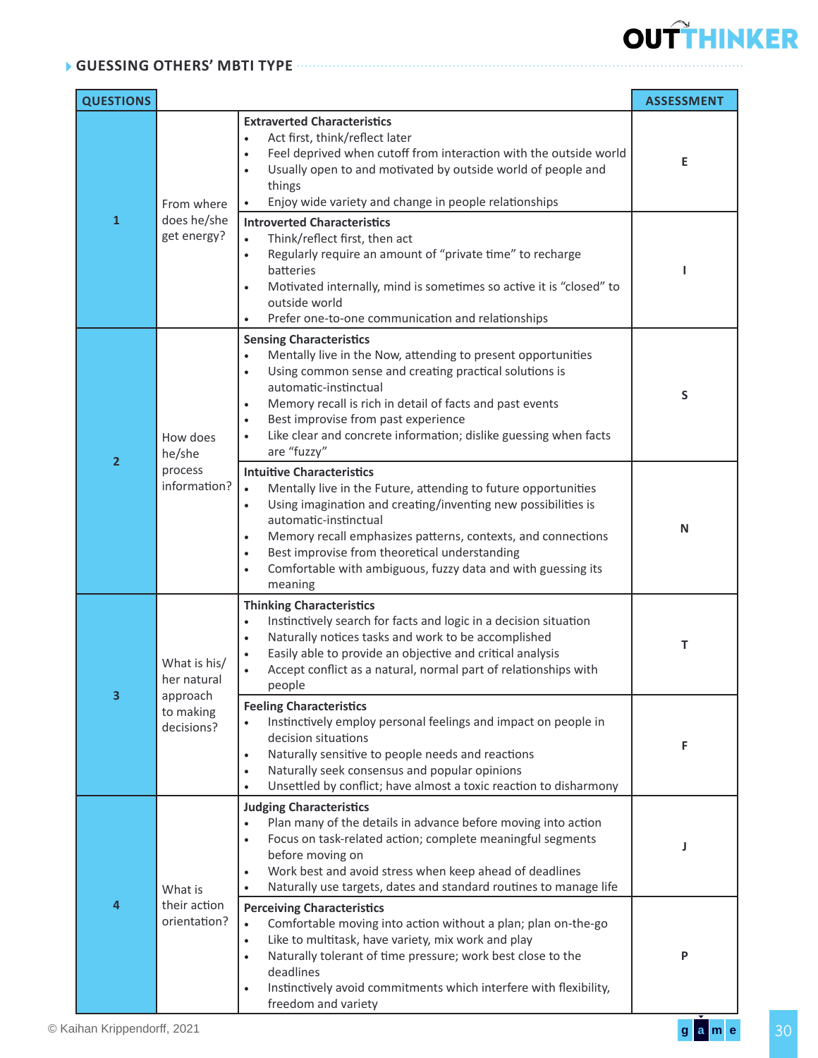## GUESSING OTHERS' MBTI TYPE

| QUESTIONS | | | ASSESSMENT |
|---|---|---|---|
| 1 | From where does he/she get energy? | **Extraverted Characteristics**<br>• Act first, think/reflect later<br>• Feel deprived when cutoff from interaction with the outside world<br>• Usually open to and motivated by outside world of people and things<br>• Enjoy wide variety and change in people relationships | E |
| | | **Introverted Characteristics**<br>• Think/reflect first, then act<br>• Regularly require an amount of "private time" to recharge batteries<br>• Motivated internally, mind is sometimes so active it is "closed" to outside world<br>• Prefer one-to-one communication and relationships | I |
| 2 | How does he/she process information? | **Sensing Characteristics**<br>• Mentally live in the Now, attending to present opportunities<br>• Using common sense and creating practical solutions is automatic-instinctual<br>• Memory recall is rich in detail of facts and past events<br>• Best improvise from past experience<br>• Like clear and concrete information; dislike guessing when facts are "fuzzy" | S |
| | | **Intuitive Characteristics**<br>• Mentally live in the Future, attending to future opportunities<br>• Using imagination and creating/inventing new possibilities is automatic-instinctual<br>• Memory recall emphasizes patterns, contexts, and connections<br>• Best improvise from theoretical understanding<br>• Comfortable with ambiguous, fuzzy data and with guessing its meaning | N |
| 3 | What is his/her natural approach to making decisions? | **Thinking Characteristics**<br>• Instinctively search for facts and logic in a decision situation<br>• Naturally notices tasks and work to be accomplished<br>• Easily able to provide an objective and critical analysis<br>• Accept conflict as a natural, normal part of relationships with people | T |
| | | **Feeling Characteristics**<br>• Instinctively employ personal feelings and impact on people in decision situations<br>• Naturally sensitive to people needs and reactions<br>• Naturally seek consensus and popular opinions<br>• Unsettled by conflict; have almost a toxic reaction to disharmony | F |
| 4 | What is their action orientation? | **Judging Characteristics**<br>• Plan many of the details in advance before moving into action<br>• Focus on task-related action; complete meaningful segments before moving on<br>• Work best and avoid stress when keep ahead of deadlines<br>• Naturally use targets, dates and standard routines to manage life | J |
| | | **Perceiving Characteristics**<br>• Comfortable moving into action without a plan; plan on-the-go<br>• Like to multitask, have variety, mix work and play<br>• Naturally tolerant of time pressure; work best close to the deadlines<br>• Instinctively avoid commitments which interfere with flexibility, freedom and variety | P |

© Kaihan Krippendorff, 2021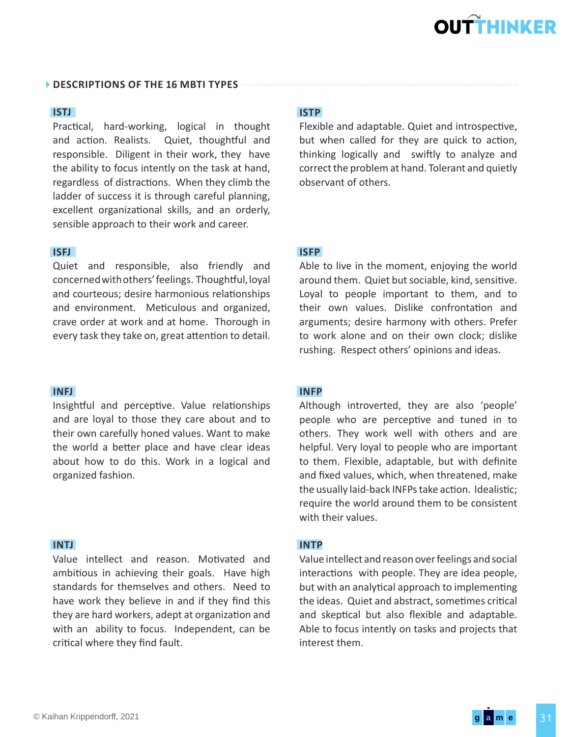## DESCRIPTIONS OF THE 16 MBTI TYPES

### ISTJ

Practical, hard-working, logical in thought and action. Realists. Quiet, thoughtful and responsible. Diligent in their work, they have the ability to focus intently on the task at hand, regardless of distractions. When they climb the ladder of success it is through careful planning, excellent organizational skills, and an orderly, sensible approach to their work and career.

### ISFJ

Quiet and responsible, also friendly and concerned with others' feelings. Thoughtful, loyal and courteous; desire harmonious relationships and environment. Meticulous and organized, crave order at work and at home. Thorough in every task they take on, great attention to detail.

### INFJ

Insightful and perceptive. Value relationships and are loyal to those they care about and to their own carefully honed values. Want to make the world a better place and have clear ideas about how to do this. Work in a logical and organized fashion.

### INTJ

Value intellect and reason. Motivated and ambitious in achieving their goals. Have high standards for themselves and others. Need to have work they believe in and if they find this they are hard workers, adept at organization and with an ability to focus. Independent, can be critical where they find fault.

### ISTP

Flexible and adaptable. Quiet and introspective, but when called for they are quick to action, thinking logically and swiftly to analyze and correct the problem at hand. Tolerant and quietly observant of others.

### ISFP

Able to live in the moment, enjoying the world around them. Quiet but sociable, kind, sensitive. Loyal to people important to them, and to their own values. Dislike confrontation and arguments; desire harmony with others. Prefer to work alone and on their own clock; dislike rushing. Respect others' opinions and ideas.

### INFP

Although introverted, they are also 'people' people who are perceptive and tuned in to others. They work well with others and are helpful. Very loyal to people who are important to them. Flexible, adaptable, but with definite and fixed values, which, when threatened, make the usually laid-back INFPs take action. Idealistic; require the world around them to be consistent with their values.

### INTP

Value intellect and reason over feelings and social interactions with people. They are idea people, but with an analytical approach to implementing the ideas. Quiet and abstract, sometimes critical and skeptical but also flexible and adaptable. Able to focus intently on tasks and projects that interest them.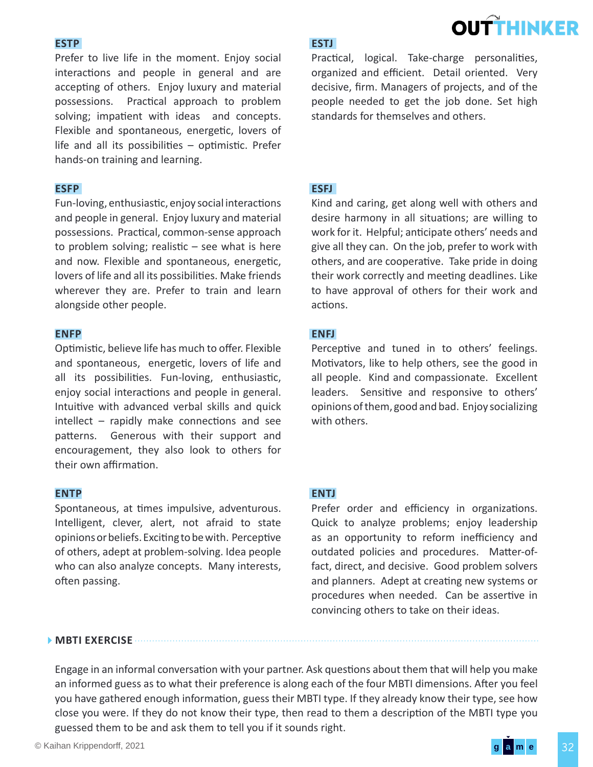### ESTP

Prefer to live life in the moment. Enjoy social interactions and people in general and are accepting of others. Enjoy luxury and material possessions. Practical approach to problem solving; impatient with ideas and concepts. Flexible and spontaneous, energetic, lovers of life and all its possibilities – optimistic. Prefer hands-on training and learning.

### ESTJ

Practical, logical. Take-charge personalities, organized and efficient. Detail oriented. Very decisive, firm. Managers of projects, and of the people needed to get the job done. Set high standards for themselves and others.

### ESFP

Fun-loving, enthusiastic, enjoy social interactions and people in general. Enjoy luxury and material possessions. Practical, common-sense approach to problem solving; realistic – see what is here and now. Flexible and spontaneous, energetic, lovers of life and all its possibilities. Make friends wherever they are. Prefer to train and learn alongside other people.

### ESFJ

Kind and caring, get along well with others and desire harmony in all situations; are willing to work for it. Helpful; anticipate others' needs and give all they can. On the job, prefer to work with others, and are cooperative. Take pride in doing their work correctly and meeting deadlines. Like to have approval of others for their work and actions.

### ENFP

Optimistic, believe life has much to offer. Flexible and spontaneous, energetic, lovers of life and all its possibilities. Fun-loving, enthusiastic, enjoy social interactions and people in general. Intuitive with advanced verbal skills and quick intellect – rapidly make connections and see patterns. Generous with their support and encouragement, they also look to others for their own affirmation.

### ENFJ

Perceptive and tuned in to others' feelings. Motivators, like to help others, see the good in all people. Kind and compassionate. Excellent leaders. Sensitive and responsive to others' opinions of them, good and bad. Enjoy socializing with others.

### ENTP

Spontaneous, at times impulsive, adventurous. Intelligent, clever, alert, not afraid to state opinions or beliefs. Exciting to be with. Perceptive of others, adept at problem-solving. Idea people who can also analyze concepts. Many interests, often passing.

### ENTJ

Prefer order and efficiency in organizations. Quick to analyze problems; enjoy leadership as an opportunity to reform inefficiency and outdated policies and procedures. Matter-of-fact, direct, and decisive. Good problem solvers and planners. Adept at creating new systems or procedures when needed. Can be assertive in convincing others to take on their ideas.

## MBTI EXERCISE

Engage in an informal conversation with your partner. Ask questions about them that will help you make an informed guess as to what their preference is along each of the four MBTI dimensions. After you feel you have gathered enough information, guess their MBTI type. If they already know their type, see how close you were. If they do not know their type, then read to them a description of the MBTI type you guessed them to be and ask them to tell you if it sounds right.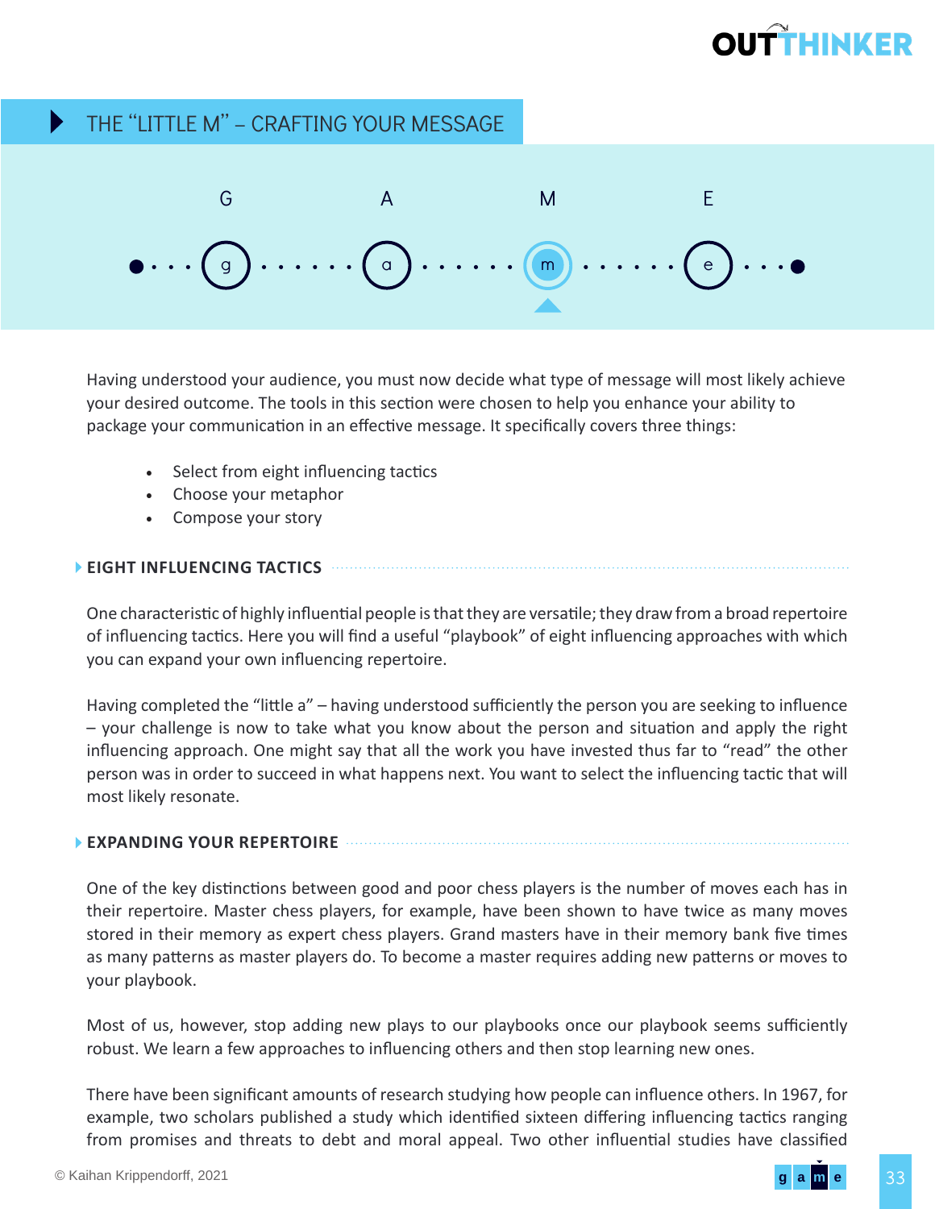# THE "LITTLE M" – CRAFTING YOUR MESSAGE

G A M E

Having understood your audience, you must now decide what type of message will most likely achieve your desired outcome. The tools in this section were chosen to help you enhance your ability to package your communication in an effective message. It specifically covers three things:

- Select from eight influencing tactics
- Choose your metaphor
- Compose your story

## EIGHT INFLUENCING TACTICS

One characteristic of highly influential people is that they are versatile; they draw from a broad repertoire of influencing tactics. Here you will find a useful "playbook" of eight influencing approaches with which you can expand your own influencing repertoire.

Having completed the "little a" – having understood sufficiently the person you are seeking to influence – your challenge is now to take what you know about the person and situation and apply the right influencing approach. One might say that all the work you have invested thus far to "read" the other person was in order to succeed in what happens next. You want to select the influencing tactic that will most likely resonate.

## EXPANDING YOUR REPERTOIRE

One of the key distinctions between good and poor chess players is the number of moves each has in their repertoire. Master chess players, for example, have been shown to have twice as many moves stored in their memory as expert chess players. Grand masters have in their memory bank five times as many patterns as master players do. To become a master requires adding new patterns or moves to your playbook.

Most of us, however, stop adding new plays to our playbooks once our playbook seems sufficiently robust. We learn a few approaches to influencing others and then stop learning new ones.

There have been significant amounts of research studying how people can influence others. In 1967, for example, two scholars published a study which identified sixteen differing influencing tactics ranging from promises and threats to debt and moral appeal. Two other influential studies have classified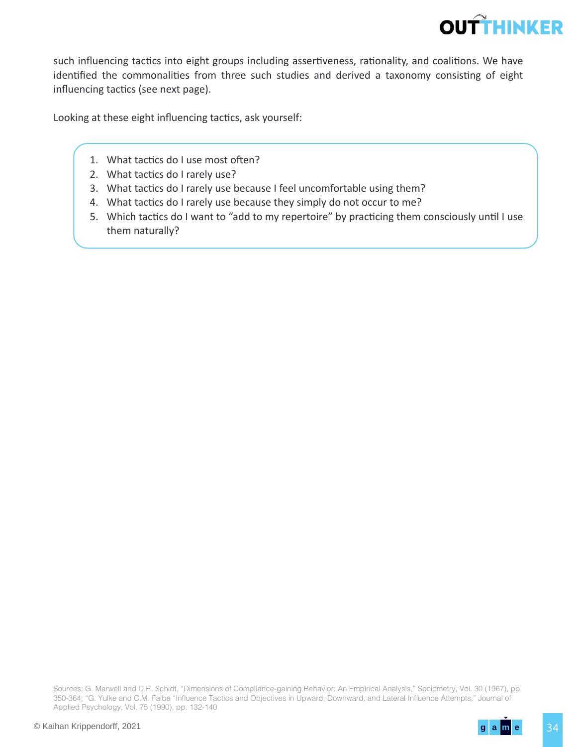such influencing tactics into eight groups including assertiveness, rationality, and coalitions. We have identified the commonalities from three such studies and derived a taxonomy consisting of eight influencing tactics (see next page).

Looking at these eight influencing tactics, ask yourself:

1. What tactics do I use most often?
2. What tactics do I rarely use?
3. What tactics do I rarely use because I feel uncomfortable using them?
4. What tactics do I rarely use because they simply do not occur to me?
5. Which tactics do I want to "add to my repertoire" by practicing them consciously until I use them naturally?

Sources: G. Marwell and D.R. Schidt, "Dimensions of Compliance-gaining Behavior: An Empirical Analysis," Sociometry, Vol. 30 (1967), pp. 350-364; "G. Yulke and C.M. Falbe "Influence Tactics and Objectives in Upward, Downward, and Lateral Influence Attempts," Journal of Applied Psychology, Vol. 75 (1990), pp. 132-140

© Kaihan Krippendorff, 2021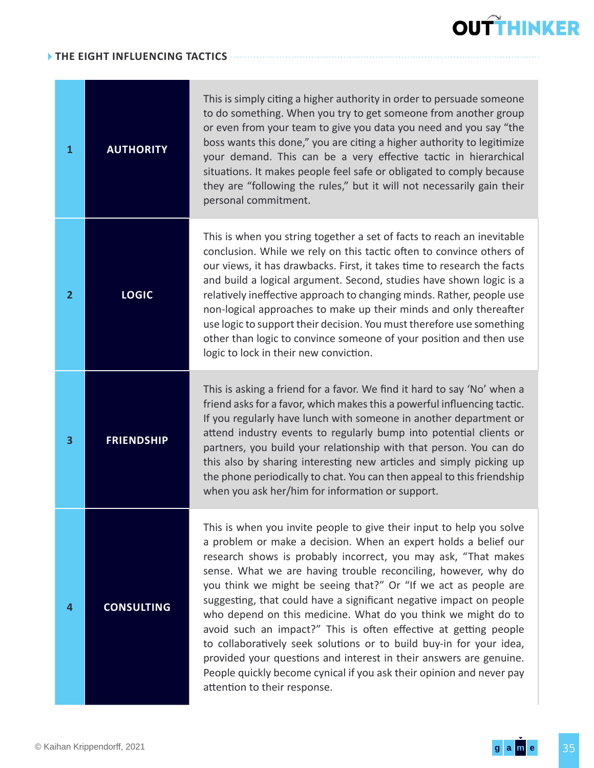## THE EIGHT INFLUENCING TACTICS

| | | |
|---|---|---|
| 1 | **AUTHORITY** | This is simply citing a higher authority in order to persuade someone to do something. When you try to get someone from another group or even from your team to give you data you need and you say "the boss wants this done," you are citing a higher authority to legitimize your demand. This can be a very effective tactic in hierarchical situations. It makes people feel safe or obligated to comply because they are "following the rules," but it will not necessarily gain their personal commitment. |
| 2 | **LOGIC** | This is when you string together a set of facts to reach an inevitable conclusion. While we rely on this tactic often to convince others of our views, it has drawbacks. First, it takes time to research the facts and build a logical argument. Second, studies have shown logic is a relatively ineffective approach to changing minds. Rather, people use non-logical approaches to make up their minds and only thereafter use logic to support their decision. You must therefore use something other than logic to convince someone of your position and then use logic to lock in their new conviction. |
| 3 | **FRIENDSHIP** | This is asking a friend for a favor. We find it hard to say 'No' when a friend asks for a favor, which makes this a powerful influencing tactic. If you regularly have lunch with someone in another department or attend industry events to regularly bump into potential clients or partners, you build your relationship with that person. You can do this also by sharing interesting new articles and simply picking up the phone periodically to chat. You can then appeal to this friendship when you ask her/him for information or support. |
| 4 | **CONSULTING** | This is when you invite people to give their input to help you solve a problem or make a decision. When an expert holds a belief our research shows is probably incorrect, you may ask, "That makes sense. What we are having trouble reconciling, however, why do you think we might be seeing that?" Or "If we act as people are suggesting, that could have a significant negative impact on people who depend on this medicine. What do you think we might do to avoid such an impact?" This is often effective at getting people to collaboratively seek solutions or to build buy-in for your idea, provided your questions and interest in their answers are genuine. People quickly become cynical if you ask their opinion and never pay attention to their response. |

© Kaihan Krippendorff, 2021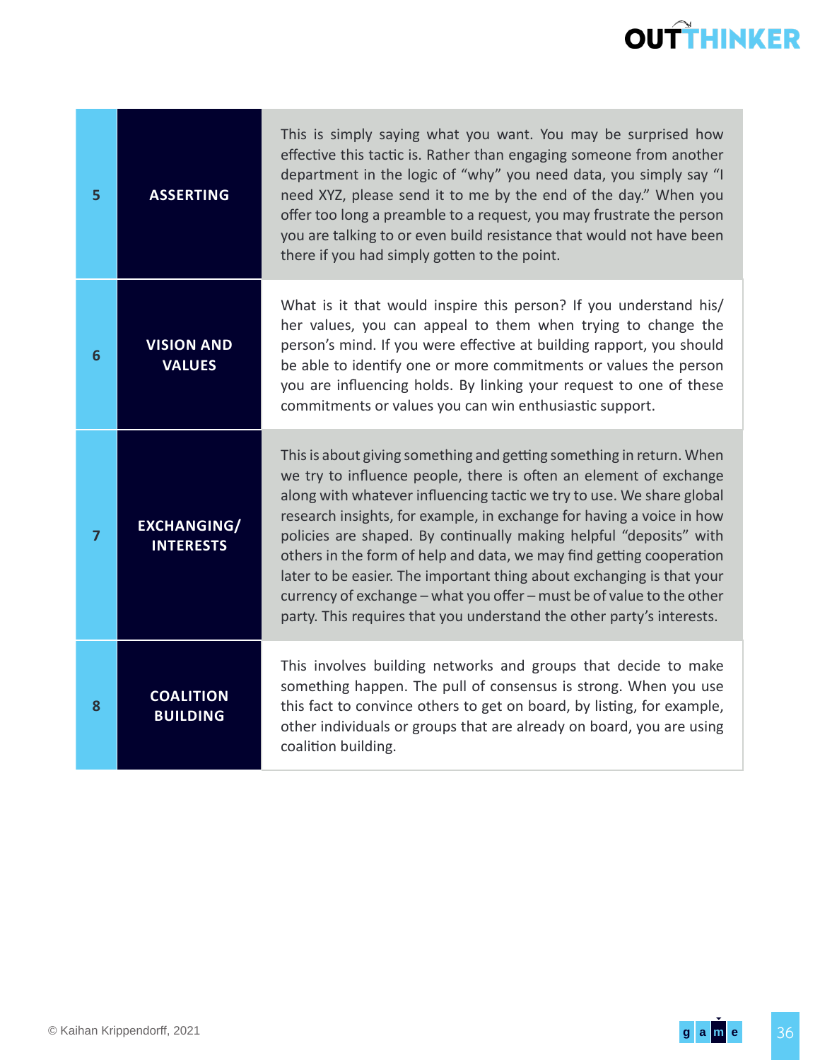| | | |
|---|---|---|
| 5 | **ASSERTING** | This is simply saying what you want. You may be surprised how effective this tactic is. Rather than engaging someone from another department in the logic of "why" you need data, you simply say "I need XYZ, please send it to me by the end of the day." When you offer too long a preamble to a request, you may frustrate the person you are talking to or even build resistance that would not have been there if you had simply gotten to the point. |
| 6 | **VISION AND VALUES** | What is it that would inspire this person? If you understand his/her values, you can appeal to them when trying to change the person's mind. If you were effective at building rapport, you should be able to identify one or more commitments or values the person you are influencing holds. By linking your request to one of these commitments or values you can win enthusiastic support. |
| 7 | **EXCHANGING/ INTERESTS** | This is about giving something and getting something in return. When we try to influence people, there is often an element of exchange along with whatever influencing tactic we try to use. We share global research insights, for example, in exchange for having a voice in how policies are shaped. By continually making helpful "deposits" with others in the form of help and data, we may find getting cooperation later to be easier. The important thing about exchanging is that your currency of exchange – what you offer – must be of value to the other party. This requires that you understand the other party's interests. |
| 8 | **COALITION BUILDING** | This involves building networks and groups that decide to make something happen. The pull of consensus is strong. When you use this fact to convince others to get on board, by listing, for example, other individuals or groups that are already on board, you are using coalition building. |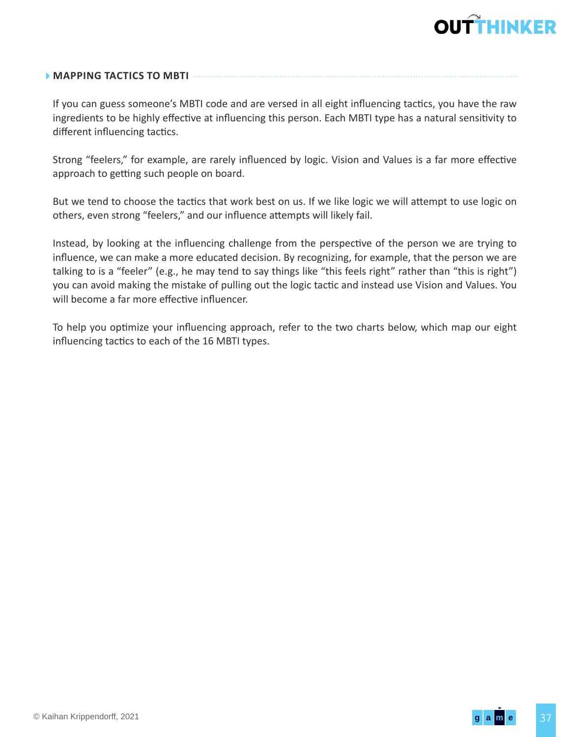## MAPPING TACTICS TO MBTI

If you can guess someone's MBTI code and are versed in all eight influencing tactics, you have the raw ingredients to be highly effective at influencing this person. Each MBTI type has a natural sensitivity to different influencing tactics.

Strong "feelers," for example, are rarely influenced by logic. Vision and Values is a far more effective approach to getting such people on board.

But we tend to choose the tactics that work best on us. If we like logic we will attempt to use logic on others, even strong "feelers," and our influence attempts will likely fail.

Instead, by looking at the influencing challenge from the perspective of the person we are trying to influence, we can make a more educated decision. By recognizing, for example, that the person we are talking to is a "feeler" (e.g., he may tend to say things like "this feels right" rather than "this is right") you can avoid making the mistake of pulling out the logic tactic and instead use Vision and Values. You will become a far more effective influencer.

To help you optimize your influencing approach, refer to the two charts below, which map our eight influencing tactics to each of the 16 MBTI types.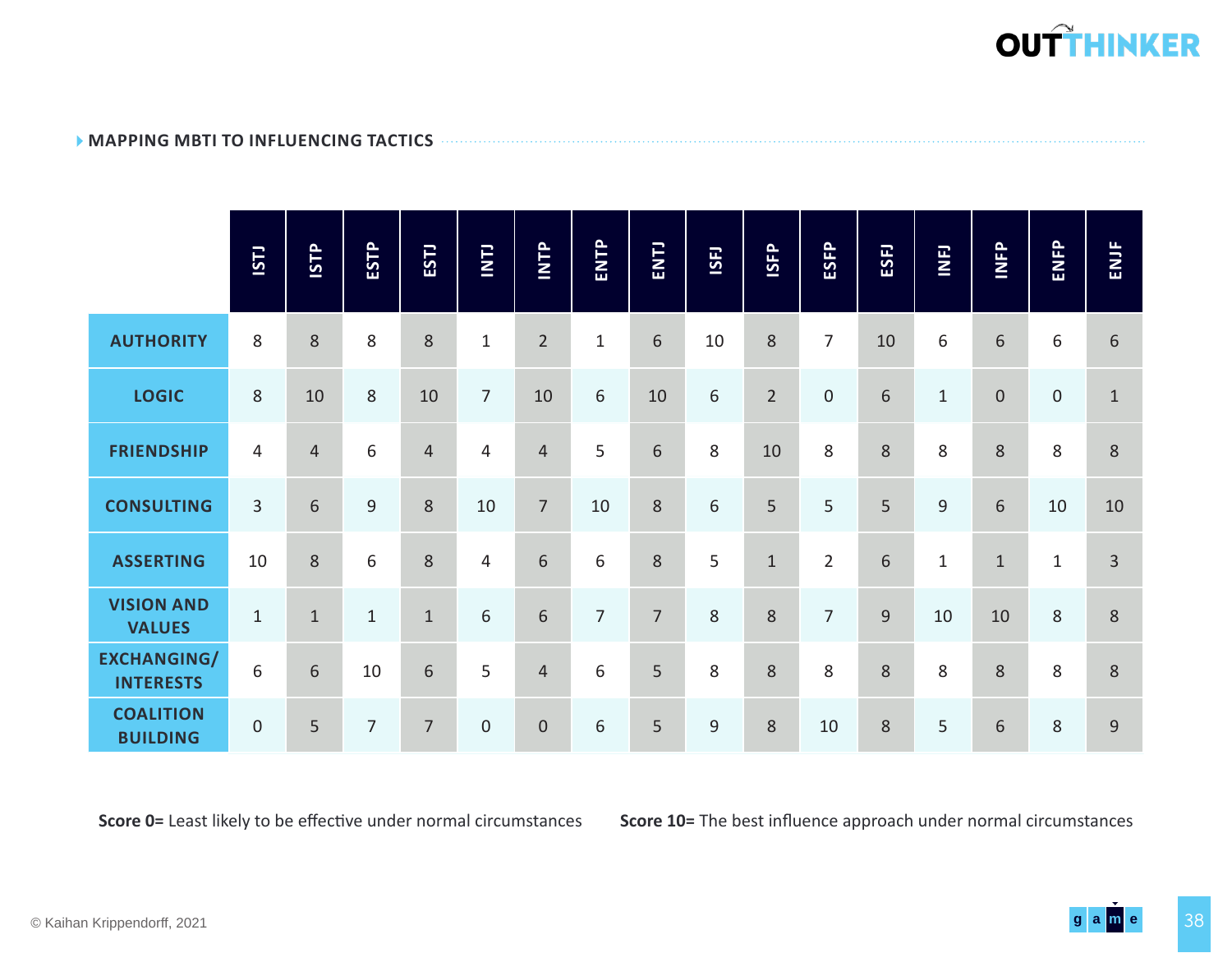## MAPPING MBTI TO INFLUENCING TACTICS

| | ISTJ | ISTP | ESTP | ESTJ | INTJ | INTP | ENTP | ENTJ | ISFJ | ISFP | ESFP | ESFJ | INFJ | INFP | ENFP | ENJF |
|---|---|---|---|---|---|---|---|---|---|---|---|---|---|---|---|---|
| **AUTHORITY** | 8 | 8 | 8 | 8 | 1 | 2 | 1 | 6 | 10 | 8 | 7 | 10 | 6 | 6 | 6 | 6 |
| **LOGIC** | 8 | 10 | 8 | 10 | 7 | 10 | 6 | 10 | 6 | 2 | 0 | 6 | 1 | 0 | 0 | 1 |
| **FRIENDSHIP** | 4 | 4 | 6 | 4 | 4 | 4 | 5 | 6 | 8 | 10 | 8 | 8 | 8 | 8 | 8 | 8 |
| **CONSULTING** | 3 | 6 | 9 | 8 | 10 | 7 | 10 | 8 | 6 | 5 | 5 | 5 | 9 | 6 | 10 | 10 |
| **ASSERTING** | 10 | 8 | 6 | 8 | 4 | 6 | 6 | 8 | 5 | 1 | 2 | 6 | 1 | 1 | 1 | 3 |
| **VISION AND VALUES** | 1 | 1 | 1 | 1 | 6 | 6 | 7 | 7 | 8 | 8 | 7 | 9 | 10 | 10 | 8 | 8 |
| **EXCHANGING/ INTERESTS** | 6 | 6 | 10 | 6 | 5 | 4 | 6 | 5 | 8 | 8 | 8 | 8 | 8 | 8 | 8 | 8 |
| **COALITION BUILDING** | 0 | 5 | 7 | 7 | 0 | 0 | 6 | 5 | 9 | 8 | 10 | 8 | 5 | 6 | 8 | 9 |

**Score 0=** Least likely to be effective under normal circumstances

**Score 10=** The best influence approach under normal circumstances

© Kaihan Krippendorff, 2021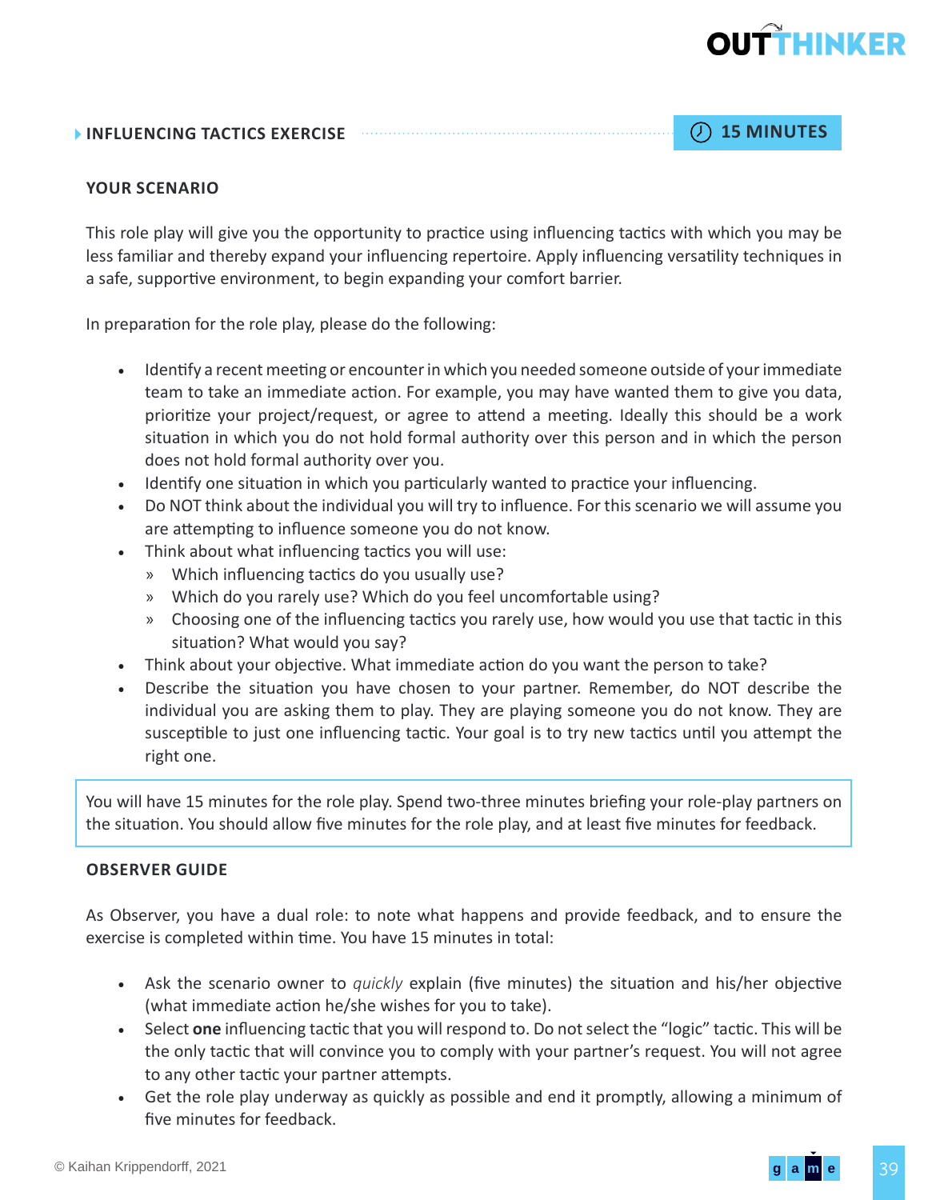## INFLUENCING TACTICS EXERCISE

15 MINUTES

### YOUR SCENARIO

This role play will give you the opportunity to practice using influencing tactics with which you may be less familiar and thereby expand your influencing repertoire. Apply influencing versatility techniques in a safe, supportive environment, to begin expanding your comfort barrier.

In preparation for the role play, please do the following:

- Identify a recent meeting or encounter in which you needed someone outside of your immediate team to take an immediate action. For example, you may have wanted them to give you data, prioritize your project/request, or agree to attend a meeting. Ideally this should be a work situation in which you do not hold formal authority over this person and in which the person does not hold formal authority over you.
- Identify one situation in which you particularly wanted to practice your influencing.
- Do NOT think about the individual you will try to influence. For this scenario we will assume you are attempting to influence someone you do not know.
- Think about what influencing tactics you will use:
  - Which influencing tactics do you usually use?
  - Which do you rarely use? Which do you feel uncomfortable using?
  - Choosing one of the influencing tactics you rarely use, how would you use that tactic in this situation? What would you say?
- Think about your objective. What immediate action do you want the person to take?
- Describe the situation you have chosen to your partner. Remember, do NOT describe the individual you are asking them to play. They are playing someone you do not know. They are susceptible to just one influencing tactic. Your goal is to try new tactics until you attempt the right one.

You will have 15 minutes for the role play. Spend two-three minutes briefing your role-play partners on the situation. You should allow five minutes for the role play, and at least five minutes for feedback.

### OBSERVER GUIDE

As Observer, you have a dual role: to note what happens and provide feedback, and to ensure the exercise is completed within time. You have 15 minutes in total:

- Ask the scenario owner to *quickly* explain (five minutes) the situation and his/her objective (what immediate action he/she wishes for you to take).
- Select **one** influencing tactic that you will respond to. Do not select the "logic" tactic. This will be the only tactic that will convince you to comply with your partner's request. You will not agree to any other tactic your partner attempts.
- Get the role play underway as quickly as possible and end it promptly, allowing a minimum of five minutes for feedback.

© Kaihan Krippendorff, 2021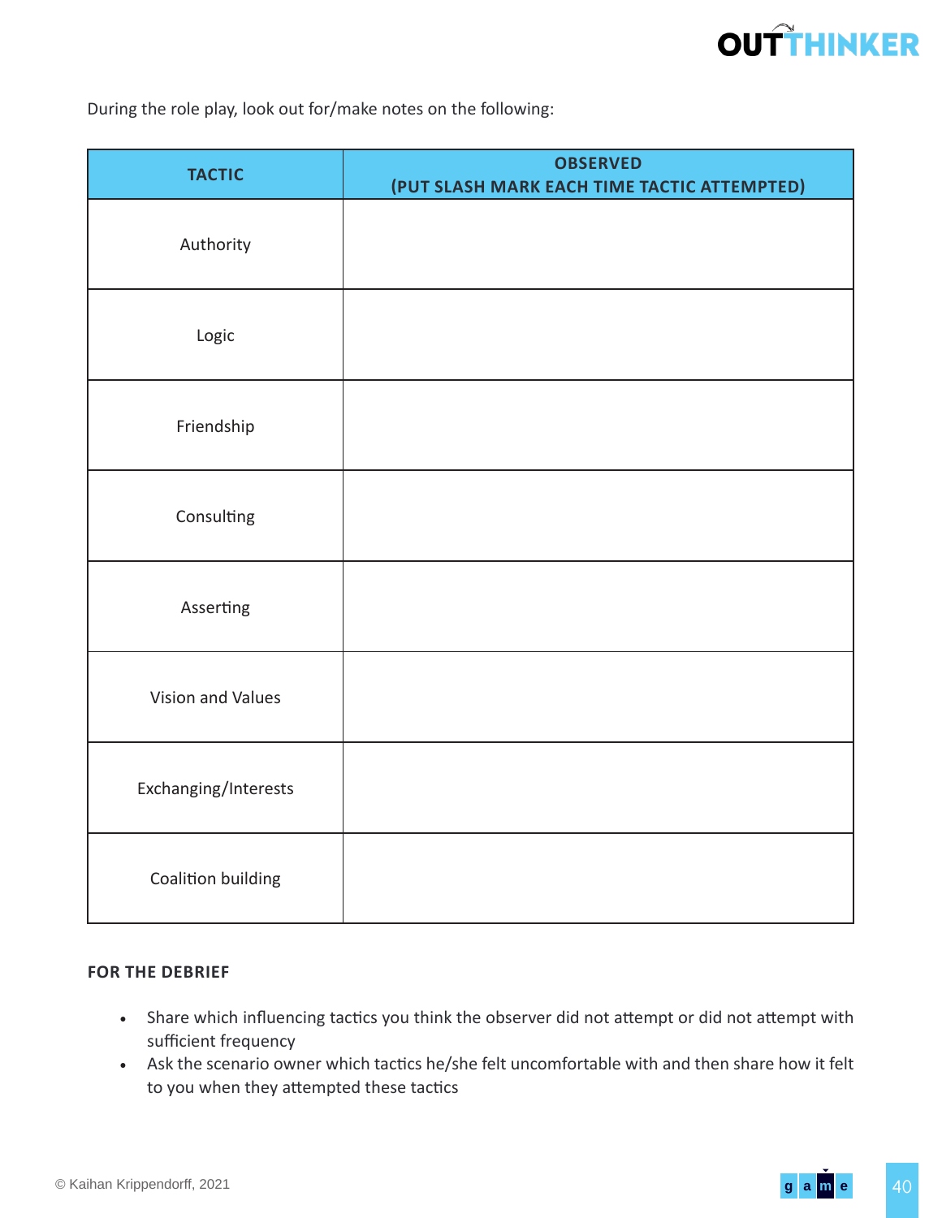During the role play, look out for/make notes on the following:

| TACTIC | OBSERVED (PUT SLASH MARK EACH TIME TACTIC ATTEMPTED) |
|---|---|
| Authority | |
| Logic | |
| Friendship | |
| Consulting | |
| Asserting | |
| Vision and Values | |
| Exchanging/Interests | |
| Coalition building | |

**FOR THE DEBRIEF**

- Share which influencing tactics you think the observer did not attempt or did not attempt with sufficient frequency
- Ask the scenario owner which tactics he/she felt uncomfortable with and then share how it felt to you when they attempted these tactics

© Kaihan Krippendorff, 2021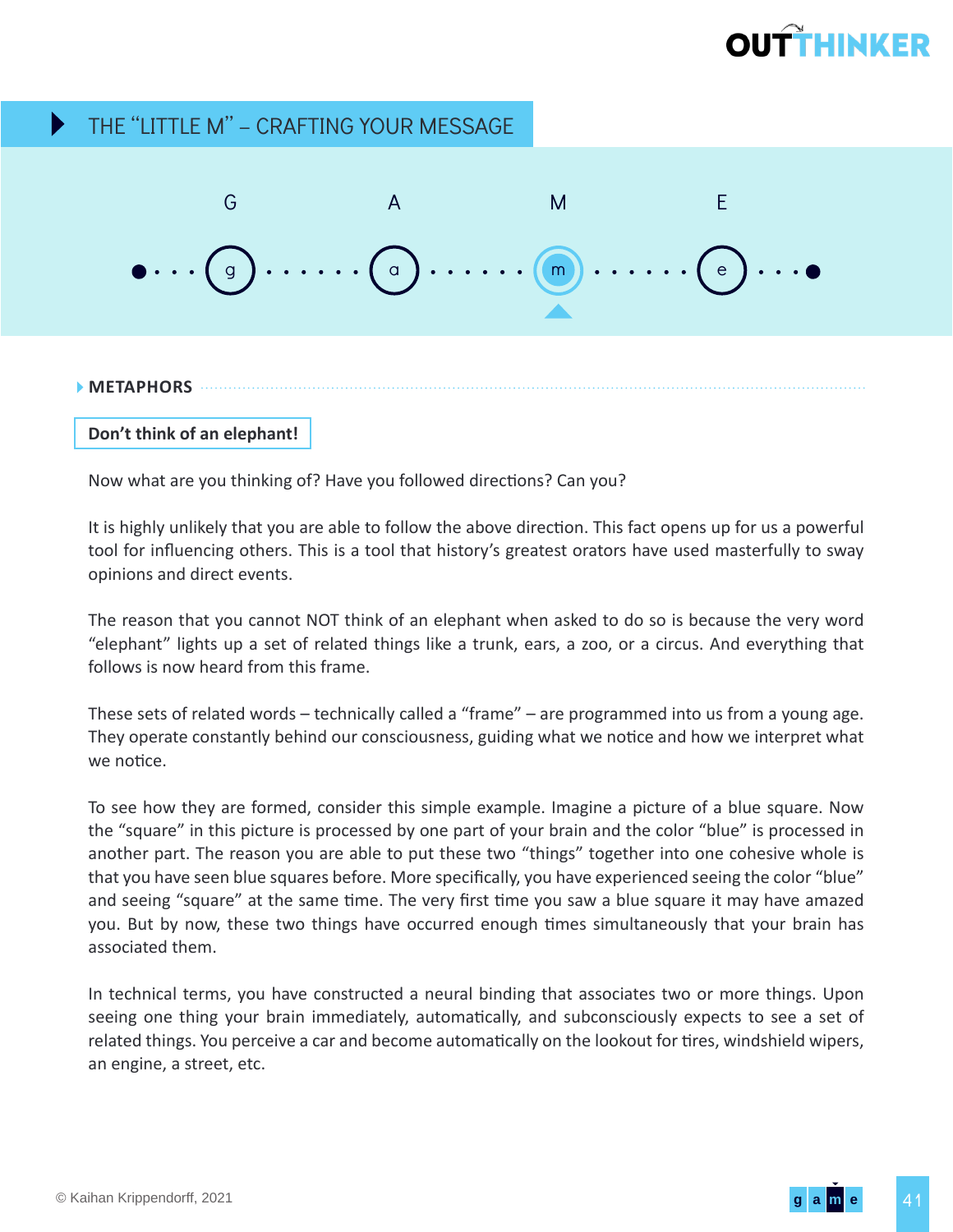## THE "LITTLE M" – CRAFTING YOUR MESSAGE

G A M E

### METAPHORS

**Don't think of an elephant!**

Now what are you thinking of? Have you followed directions? Can you?

It is highly unlikely that you are able to follow the above direction. This fact opens up for us a powerful tool for influencing others. This is a tool that history's greatest orators have used masterfully to sway opinions and direct events.

The reason that you cannot NOT think of an elephant when asked to do so is because the very word "elephant" lights up a set of related things like a trunk, ears, a zoo, or a circus. And everything that follows is now heard from this frame.

These sets of related words – technically called a "frame" – are programmed into us from a young age. They operate constantly behind our consciousness, guiding what we notice and how we interpret what we notice.

To see how they are formed, consider this simple example. Imagine a picture of a blue square. Now the "square" in this picture is processed by one part of your brain and the color "blue" is processed in another part. The reason you are able to put these two "things" together into one cohesive whole is that you have seen blue squares before. More specifically, you have experienced seeing the color "blue" and seeing "square" at the same time. The very first time you saw a blue square it may have amazed you. But by now, these two things have occurred enough times simultaneously that your brain has associated them.

In technical terms, you have constructed a neural binding that associates two or more things. Upon seeing one thing your brain immediately, automatically, and subconsciously expects to see a set of related things. You perceive a car and become automatically on the lookout for tires, windshield wipers, an engine, a street, etc.

© Kaihan Krippendorff, 2021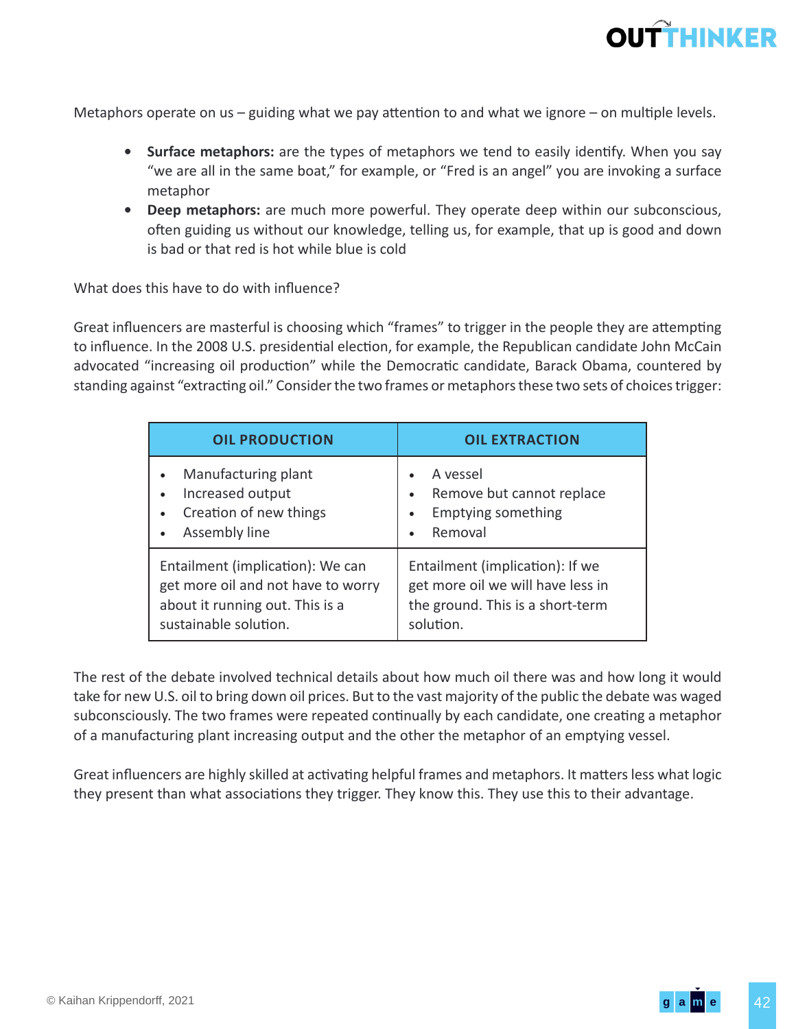Metaphors operate on us – guiding what we pay attention to and what we ignore – on multiple levels.

- **Surface metaphors:** are the types of metaphors we tend to easily identify. When you say "we are all in the same boat," for example, or "Fred is an angel" you are invoking a surface metaphor
- **Deep metaphors:** are much more powerful. They operate deep within our subconscious, often guiding us without our knowledge, telling us, for example, that up is good and down is bad or that red is hot while blue is cold

What does this have to do with influence?

Great influencers are masterful is choosing which "frames" to trigger in the people they are attempting to influence. In the 2008 U.S. presidential election, for example, the Republican candidate John McCain advocated "increasing oil production" while the Democratic candidate, Barack Obama, countered by standing against "extracting oil." Consider the two frames or metaphors these two sets of choices trigger:

| OIL PRODUCTION | OIL EXTRACTION |
|---|---|
| • Manufacturing plant<br>• Increased output<br>• Creation of new things<br>• Assembly line | • A vessel<br>• Remove but cannot replace<br>• Emptying something<br>• Removal |
| Entailment (implication): We can get more oil and not have to worry about it running out. This is a sustainable solution. | Entailment (implication): If we get more oil we will have less in the ground. This is a short-term solution. |

The rest of the debate involved technical details about how much oil there was and how long it would take for new U.S. oil to bring down oil prices. But to the vast majority of the public the debate was waged subconsciously. The two frames were repeated continually by each candidate, one creating a metaphor of a manufacturing plant increasing output and the other the metaphor of an emptying vessel.

Great influencers are highly skilled at activating helpful frames and metaphors. It matters less what logic they present than what associations they trigger. They know this. They use this to their advantage.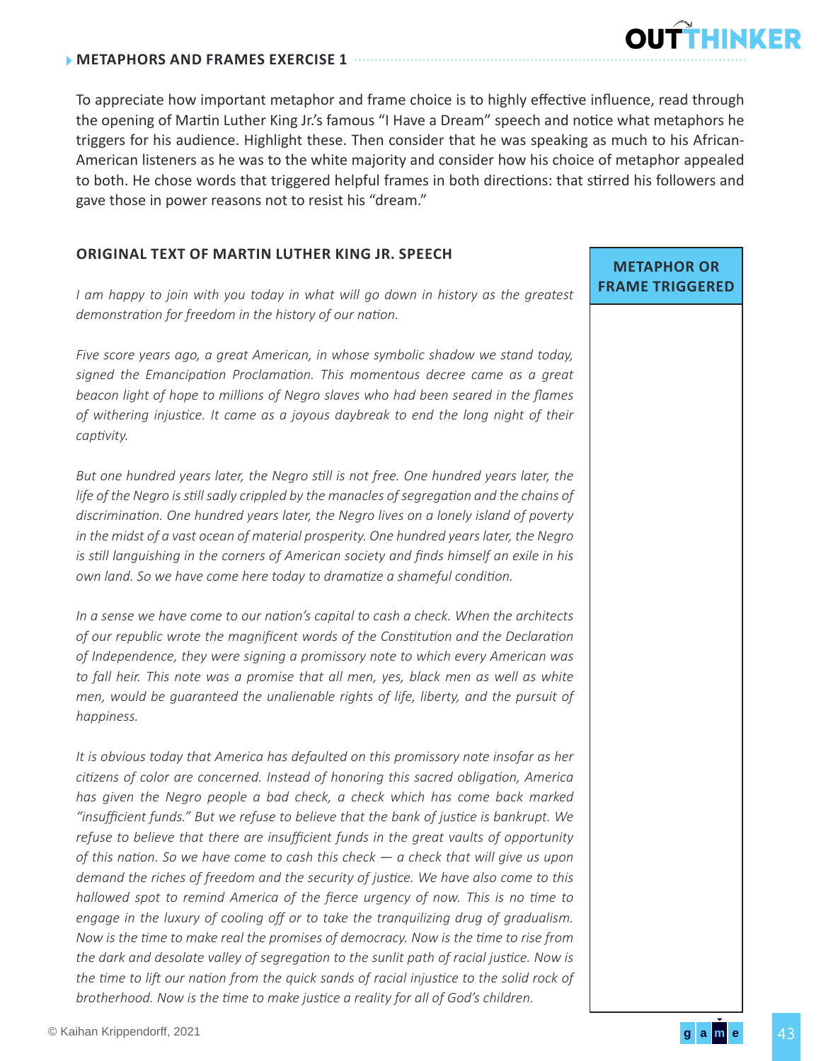## METAPHORS AND FRAMES EXERCISE 1

To appreciate how important metaphor and frame choice is to highly effective influence, read through the opening of Martin Luther King Jr.'s famous "I Have a Dream" speech and notice what metaphors he triggers for his audience. Highlight these. Then consider that he was speaking as much to his African-American listeners as he was to the white majority and consider how his choice of metaphor appealed to both. He chose words that triggered helpful frames in both directions: that stirred his followers and gave those in power reasons not to resist his "dream."

### ORIGINAL TEXT OF MARTIN LUTHER KING JR. SPEECH

| ORIGINAL TEXT | METAPHOR OR FRAME TRIGGERED |
|---|---|
| *I am happy to join with you today in what will go down in history as the greatest demonstration for freedom in the history of our nation.* | |
| *Five score years ago, a great American, in whose symbolic shadow we stand today, signed the Emancipation Proclamation. This momentous decree came as a great beacon light of hope to millions of Negro slaves who had been seared in the flames of withering injustice. It came as a joyous daybreak to end the long night of their captivity.* | |
| *But one hundred years later, the Negro still is not free. One hundred years later, the life of the Negro is still sadly crippled by the manacles of segregation and the chains of discrimination. One hundred years later, the Negro lives on a lonely island of poverty in the midst of a vast ocean of material prosperity. One hundred years later, the Negro is still languishing in the corners of American society and finds himself an exile in his own land. So we have come here today to dramatize a shameful condition.* | |
| *In a sense we have come to our nation's capital to cash a check. When the architects of our republic wrote the magnificent words of the Constitution and the Declaration of Independence, they were signing a promissory note to which every American was to fall heir. This note was a promise that all men, yes, black men as well as white men, would be guaranteed the unalienable rights of life, liberty, and the pursuit of happiness.* | |
| *It is obvious today that America has defaulted on this promissory note insofar as her citizens of color are concerned. Instead of honoring this sacred obligation, America has given the Negro people a bad check, a check which has come back marked "insufficient funds." But we refuse to believe that the bank of justice is bankrupt. We refuse to believe that there are insufficient funds in the great vaults of opportunity of this nation. So we have come to cash this check — a check that will give us upon demand the riches of freedom and the security of justice. We have also come to this hallowed spot to remind America of the fierce urgency of now. This is no time to engage in the luxury of cooling off or to take the tranquilizing drug of gradualism. Now is the time to make real the promises of democracy. Now is the time to rise from the dark and desolate valley of segregation to the sunlit path of racial justice. Now is the time to lift our nation from the quick sands of racial injustice to the solid rock of brotherhood. Now is the time to make justice a reality for all of God's children.* | |

© Kaihan Krippendorff, 2021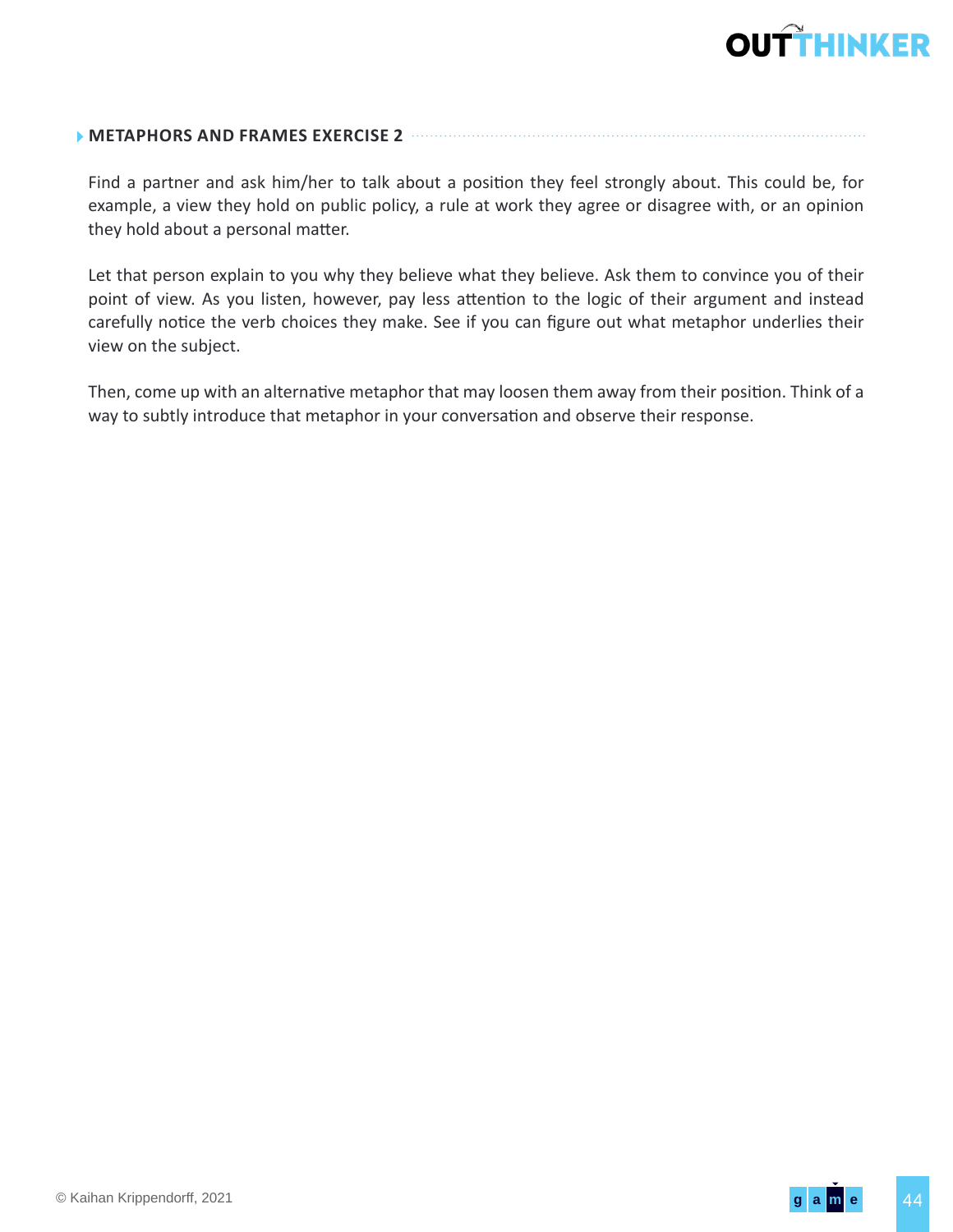### METAPHORS AND FRAMES EXERCISE 2

Find a partner and ask him/her to talk about a position they feel strongly about. This could be, for example, a view they hold on public policy, a rule at work they agree or disagree with, or an opinion they hold about a personal matter.

Let that person explain to you why they believe what they believe. Ask them to convince you of their point of view. As you listen, however, pay less attention to the logic of their argument and instead carefully notice the verb choices they make. See if you can figure out what metaphor underlies their view on the subject.

Then, come up with an alternative metaphor that may loosen them away from their position. Think of a way to subtly introduce that metaphor in your conversation and observe their response.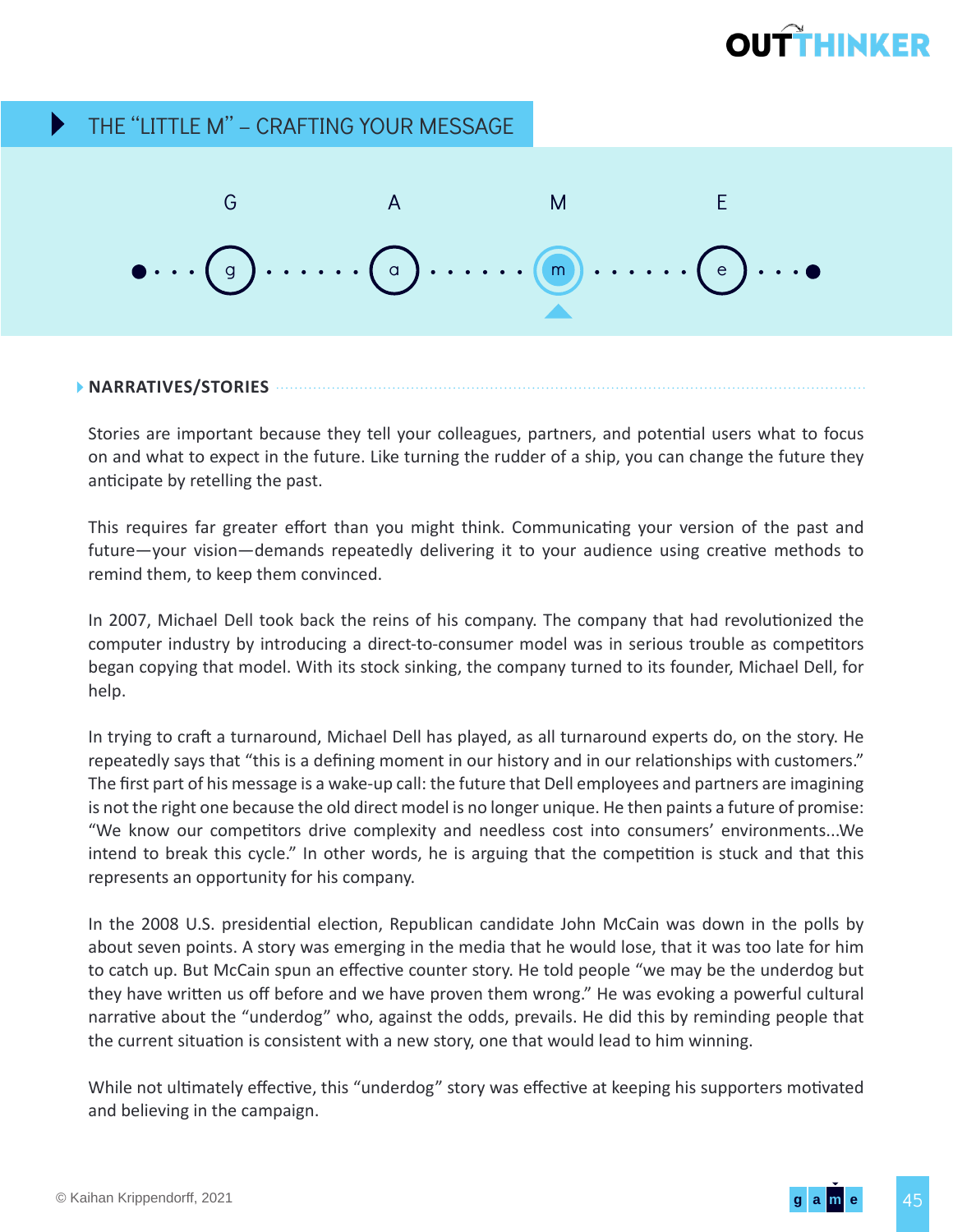## THE "LITTLE M" – CRAFTING YOUR MESSAGE

G A M E

### NARRATIVES/STORIES

Stories are important because they tell your colleagues, partners, and potential users what to focus on and what to expect in the future. Like turning the rudder of a ship, you can change the future they anticipate by retelling the past.

This requires far greater effort than you might think. Communicating your version of the past and future—your vision—demands repeatedly delivering it to your audience using creative methods to remind them, to keep them convinced.

In 2007, Michael Dell took back the reins of his company. The company that had revolutionized the computer industry by introducing a direct-to-consumer model was in serious trouble as competitors began copying that model. With its stock sinking, the company turned to its founder, Michael Dell, for help.

In trying to craft a turnaround, Michael Dell has played, as all turnaround experts do, on the story. He repeatedly says that "this is a defining moment in our history and in our relationships with customers." The first part of his message is a wake-up call: the future that Dell employees and partners are imagining is not the right one because the old direct model is no longer unique. He then paints a future of promise: "We know our competitors drive complexity and needless cost into consumers' environments...We intend to break this cycle." In other words, he is arguing that the competition is stuck and that this represents an opportunity for his company.

In the 2008 U.S. presidential election, Republican candidate John McCain was down in the polls by about seven points. A story was emerging in the media that he would lose, that it was too late for him to catch up. But McCain spun an effective counter story. He told people "we may be the underdog but they have written us off before and we have proven them wrong." He was evoking a powerful cultural narrative about the "underdog" who, against the odds, prevails. He did this by reminding people that the current situation is consistent with a new story, one that would lead to him winning.

While not ultimately effective, this "underdog" story was effective at keeping his supporters motivated and believing in the campaign.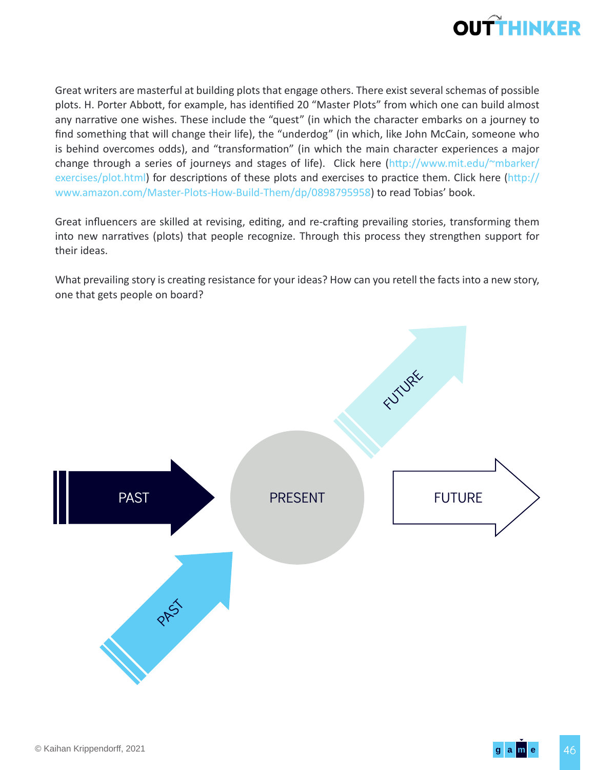Great writers are masterful at building plots that engage others. There exist several schemas of possible plots. H. Porter Abbott, for example, has identified 20 "Master Plots" from which one can build almost any narrative one wishes. These include the "quest" (in which the character embarks on a journey to find something that will change their life), the "underdog" (in which, like John McCain, someone who is behind overcomes odds), and "transformation" (in which the main character experiences a major change through a series of journeys and stages of life). Click here (http://www.mit.edu/~mbarker/exercises/plot.html) for descriptions of these plots and exercises to practice them. Click here (http://www.amazon.com/Master-Plots-How-Build-Them/dp/0898795958) to read Tobias' book.

Great influencers are skilled at revising, editing, and re-crafting prevailing stories, transforming them into new narratives (plots) that people recognize. Through this process they strengthen support for their ideas.

What prevailing story is creating resistance for your ideas? How can you retell the facts into a new story, one that gets people on board?

PAST → PRESENT → FUTURE

PAST → PRESENT → FUTURE

© Kaihan Krippendorff, 2021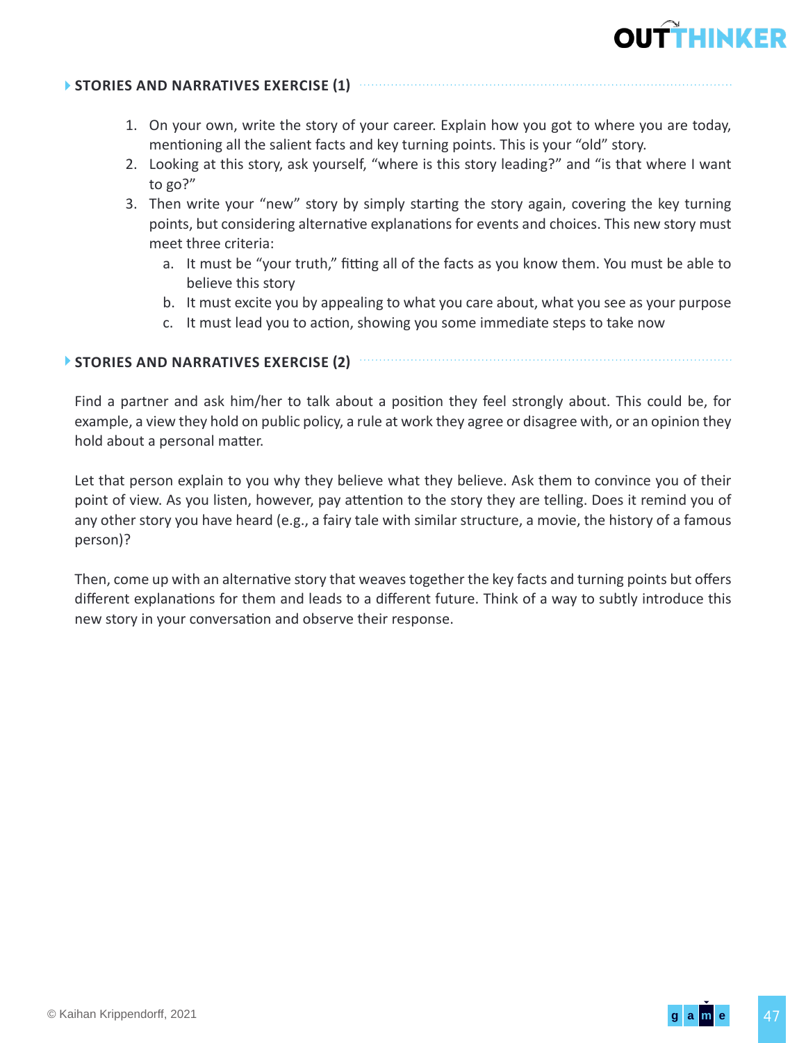## STORIES AND NARRATIVES EXERCISE (1)

1. On your own, write the story of your career. Explain how you got to where you are today, mentioning all the salient facts and key turning points. This is your "old" story.
2. Looking at this story, ask yourself, "where is this story leading?" and "is that where I want to go?"
3. Then write your "new" story by simply starting the story again, covering the key turning points, but considering alternative explanations for events and choices. This new story must meet three criteria:
   a. It must be "your truth," fitting all of the facts as you know them. You must be able to believe this story
   b. It must excite you by appealing to what you care about, what you see as your purpose
   c. It must lead you to action, showing you some immediate steps to take now

## STORIES AND NARRATIVES EXERCISE (2)

Find a partner and ask him/her to talk about a position they feel strongly about. This could be, for example, a view they hold on public policy, a rule at work they agree or disagree with, or an opinion they hold about a personal matter.

Let that person explain to you why they believe what they believe. Ask them to convince you of their point of view. As you listen, however, pay attention to the story they are telling. Does it remind you of any other story you have heard (e.g., a fairy tale with similar structure, a movie, the history of a famous person)?

Then, come up with an alternative story that weaves together the key facts and turning points but offers different explanations for them and leads to a different future. Think of a way to subtly introduce this new story in your conversation and observe their response.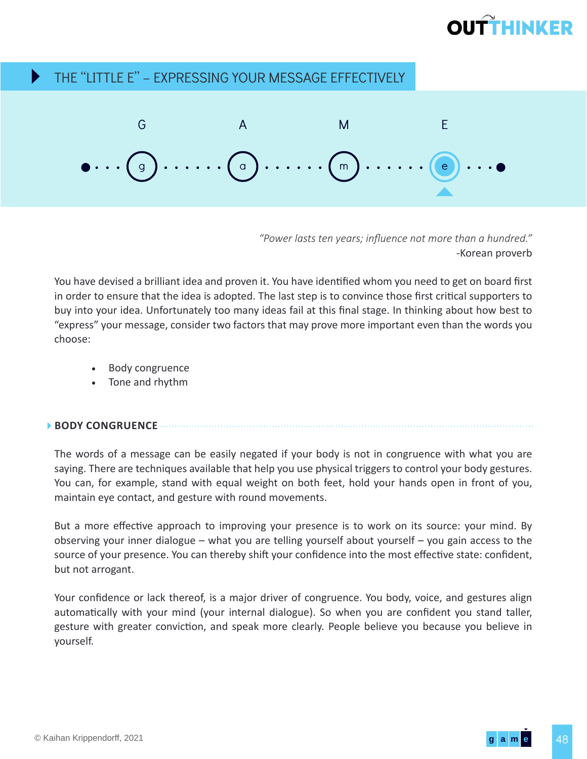## THE "LITTLE E" – EXPRESSING YOUR MESSAGE EFFECTIVELY

G A M E

*"Power lasts ten years; influence not more than a hundred."*
-Korean proverb

You have devised a brilliant idea and proven it. You have identified whom you need to get on board first in order to ensure that the idea is adopted. The last step is to convince those first critical supporters to buy into your idea. Unfortunately too many ideas fail at this final stage. In thinking about how best to "express" your message, consider two factors that may prove more important even than the words you choose:

- Body congruence
- Tone and rhythm

### BODY CONGRUENCE

The words of a message can be easily negated if your body is not in congruence with what you are saying. There are techniques available that help you use physical triggers to control your body gestures. You can, for example, stand with equal weight on both feet, hold your hands open in front of you, maintain eye contact, and gesture with round movements.

But a more effective approach to improving your presence is to work on its source: your mind. By observing your inner dialogue – what you are telling yourself about yourself – you gain access to the source of your presence. You can thereby shift your confidence into the most effective state: confident, but not arrogant.

Your confidence or lack thereof, is a major driver of congruence. You body, voice, and gestures align automatically with your mind (your internal dialogue). So when you are confident you stand taller, gesture with greater conviction, and speak more clearly. People believe you because you believe in yourself.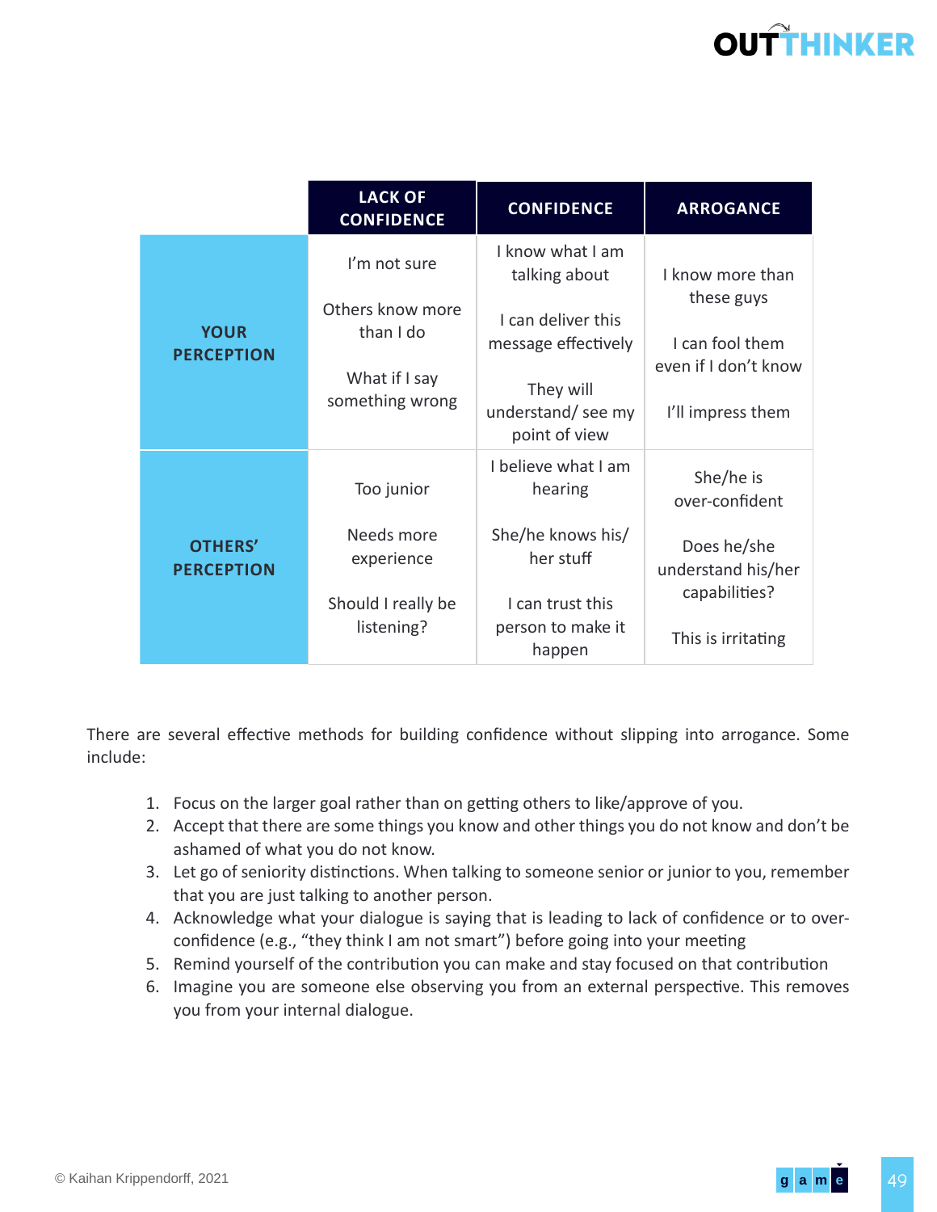| | LACK OF CONFIDENCE | CONFIDENCE | ARROGANCE |
|---|---|---|---|
| **YOUR PERCEPTION** | I'm not sure<br><br>Others know more than I do<br><br>What if I say something wrong | I know what I am talking about<br><br>I can deliver this message effectively<br><br>They will understand/ see my point of view | I know more than these guys<br><br>I can fool them even if I don't know<br><br>I'll impress them |
| **OTHERS' PERCEPTION** | Too junior<br><br>Needs more experience<br><br>Should I really be listening? | I believe what I am hearing<br><br>She/he knows his/ her stuff<br><br>I can trust this person to make it happen | She/he is over-confident<br><br>Does he/she understand his/her capabilities?<br><br>This is irritating |

There are several effective methods for building confidence without slipping into arrogance. Some include:

1. Focus on the larger goal rather than on getting others to like/approve of you.
2. Accept that there are some things you know and other things you do not know and don't be ashamed of what you do not know.
3. Let go of seniority distinctions. When talking to someone senior or junior to you, remember that you are just talking to another person.
4. Acknowledge what your dialogue is saying that is leading to lack of confidence or to over-confidence (e.g., "they think I am not smart") before going into your meeting
5. Remind yourself of the contribution you can make and stay focused on that contribution
6. Imagine you are someone else observing you from an external perspective. This removes you from your internal dialogue.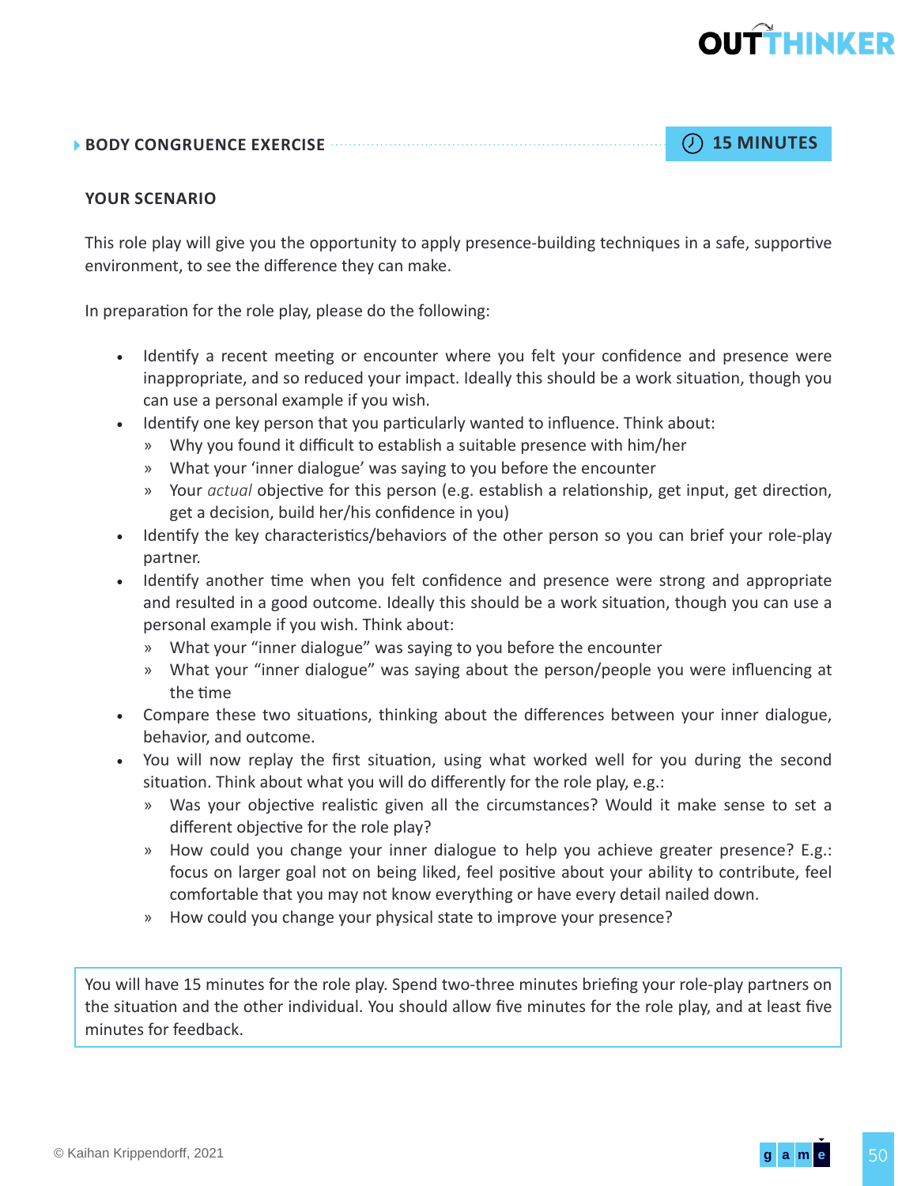## BODY CONGRUENCE EXERCISE

**15 MINUTES**

### YOUR SCENARIO

This role play will give you the opportunity to apply presence-building techniques in a safe, supportive environment, to see the difference they can make.

In preparation for the role play, please do the following:

- Identify a recent meeting or encounter where you felt your confidence and presence were inappropriate, and so reduced your impact. Ideally this should be a work situation, though you can use a personal example if you wish.
- Identify one key person that you particularly wanted to influence. Think about:
  - Why you found it difficult to establish a suitable presence with him/her
  - What your 'inner dialogue' was saying to you before the encounter
  - Your *actual* objective for this person (e.g. establish a relationship, get input, get direction, get a decision, build her/his confidence in you)
- Identify the key characteristics/behaviors of the other person so you can brief your role-play partner.
- Identify another time when you felt confidence and presence were strong and appropriate and resulted in a good outcome. Ideally this should be a work situation, though you can use a personal example if you wish. Think about:
  - What your "inner dialogue" was saying to you before the encounter
  - What your "inner dialogue" was saying about the person/people you were influencing at the time
- Compare these two situations, thinking about the differences between your inner dialogue, behavior, and outcome.
- You will now replay the first situation, using what worked well for you during the second situation. Think about what you will do differently for the role play, e.g.:
  - Was your objective realistic given all the circumstances? Would it make sense to set a different objective for the role play?
  - How could you change your inner dialogue to help you achieve greater presence? E.g.: focus on larger goal not on being liked, feel positive about your ability to contribute, feel comfortable that you may not know everything or have every detail nailed down.
  - How could you change your physical state to improve your presence?

You will have 15 minutes for the role play. Spend two-three minutes briefing your role-play partners on the situation and the other individual. You should allow five minutes for the role play, and at least five minutes for feedback.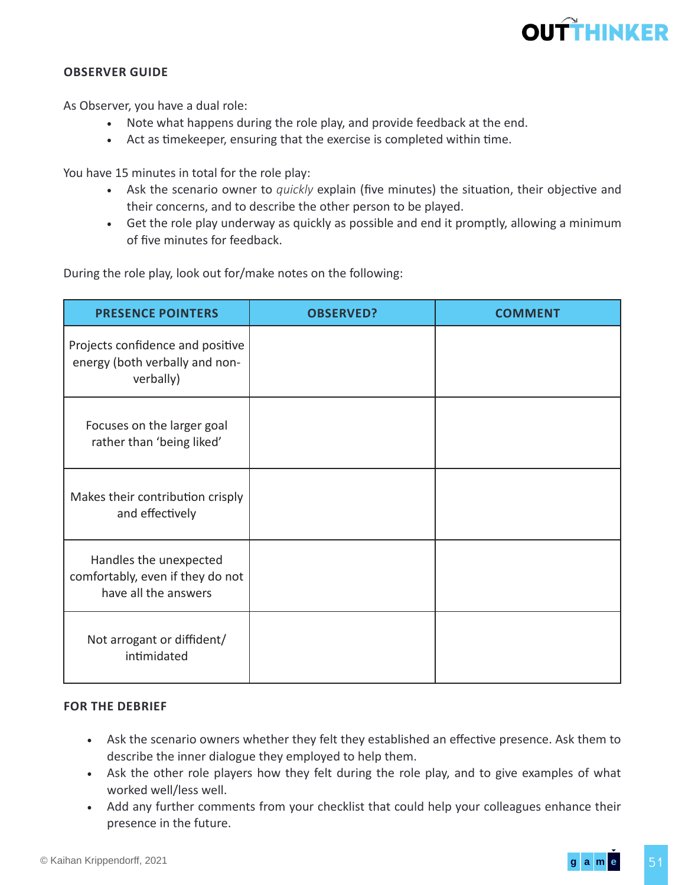## OBSERVER GUIDE

As Observer, you have a dual role:

- Note what happens during the role play, and provide feedback at the end.
- Act as timekeeper, ensuring that the exercise is completed within time.

You have 15 minutes in total for the role play:

- Ask the scenario owner to *quickly* explain (five minutes) the situation, their objective and their concerns, and to describe the other person to be played.
- Get the role play underway as quickly as possible and end it promptly, allowing a minimum of five minutes for feedback.

During the role play, look out for/make notes on the following:

| PRESENCE POINTERS | OBSERVED? | COMMENT |
|---|---|---|
| Projects confidence and positive energy (both verbally and non-verbally) | | |
| Focuses on the larger goal rather than 'being liked' | | |
| Makes their contribution crisply and effectively | | |
| Handles the unexpected comfortably, even if they do not have all the answers | | |
| Not arrogant or diffident/ intimidated | | |

## FOR THE DEBRIEF

- Ask the scenario owners whether they felt they established an effective presence. Ask them to describe the inner dialogue they employed to help them.
- Ask the other role players how they felt during the role play, and to give examples of what worked well/less well.
- Add any further comments from your checklist that could help your colleagues enhance their presence in the future.

© Kaihan Krippendorff, 2021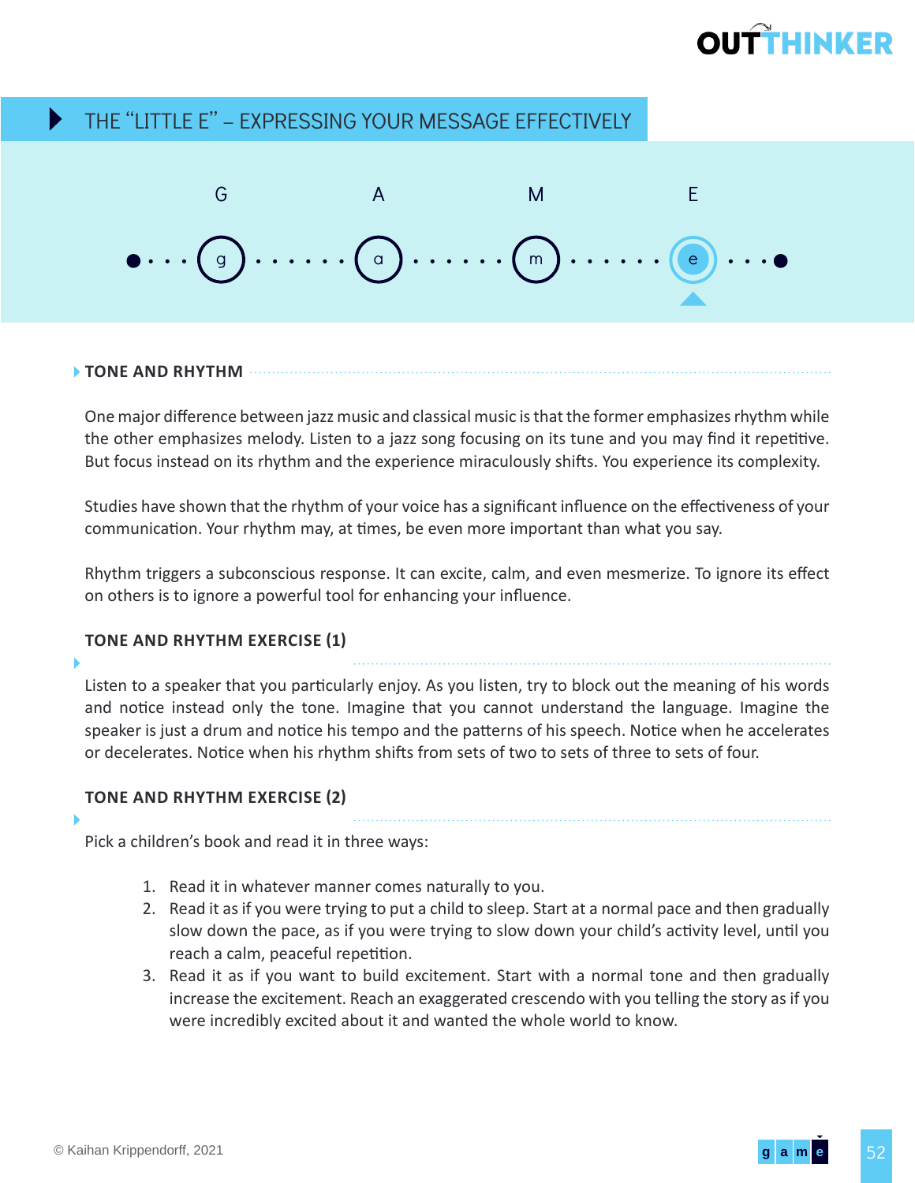## THE "LITTLE E" – EXPRESSING YOUR MESSAGE EFFECTIVELY

G A M E

g a m e

### TONE AND RHYTHM

One major difference between jazz music and classical music is that the former emphasizes rhythm while the other emphasizes melody. Listen to a jazz song focusing on its tune and you may find it repetitive. But focus instead on its rhythm and the experience miraculously shifts. You experience its complexity.

Studies have shown that the rhythm of your voice has a significant influence on the effectiveness of your communication. Your rhythm may, at times, be even more important than what you say.

Rhythm triggers a subconscious response. It can excite, calm, and even mesmerize. To ignore its effect on others is to ignore a powerful tool for enhancing your influence.

### TONE AND RHYTHM EXERCISE (1)

Listen to a speaker that you particularly enjoy. As you listen, try to block out the meaning of his words and notice instead only the tone. Imagine that you cannot understand the language. Imagine the speaker is just a drum and notice his tempo and the patterns of his speech. Notice when he accelerates or decelerates. Notice when his rhythm shifts from sets of two to sets of three to sets of four.

### TONE AND RHYTHM EXERCISE (2)

Pick a children's book and read it in three ways:

1. Read it in whatever manner comes naturally to you.
2. Read it as if you were trying to put a child to sleep. Start at a normal pace and then gradually slow down the pace, as if you were trying to slow down your child's activity level, until you reach a calm, peaceful repetition.
3. Read it as if you want to build excitement. Start with a normal tone and then gradually increase the excitement. Reach an exaggerated crescendo with you telling the story as if you were incredibly excited about it and wanted the whole world to know.

© Kaihan Krippendorff, 2021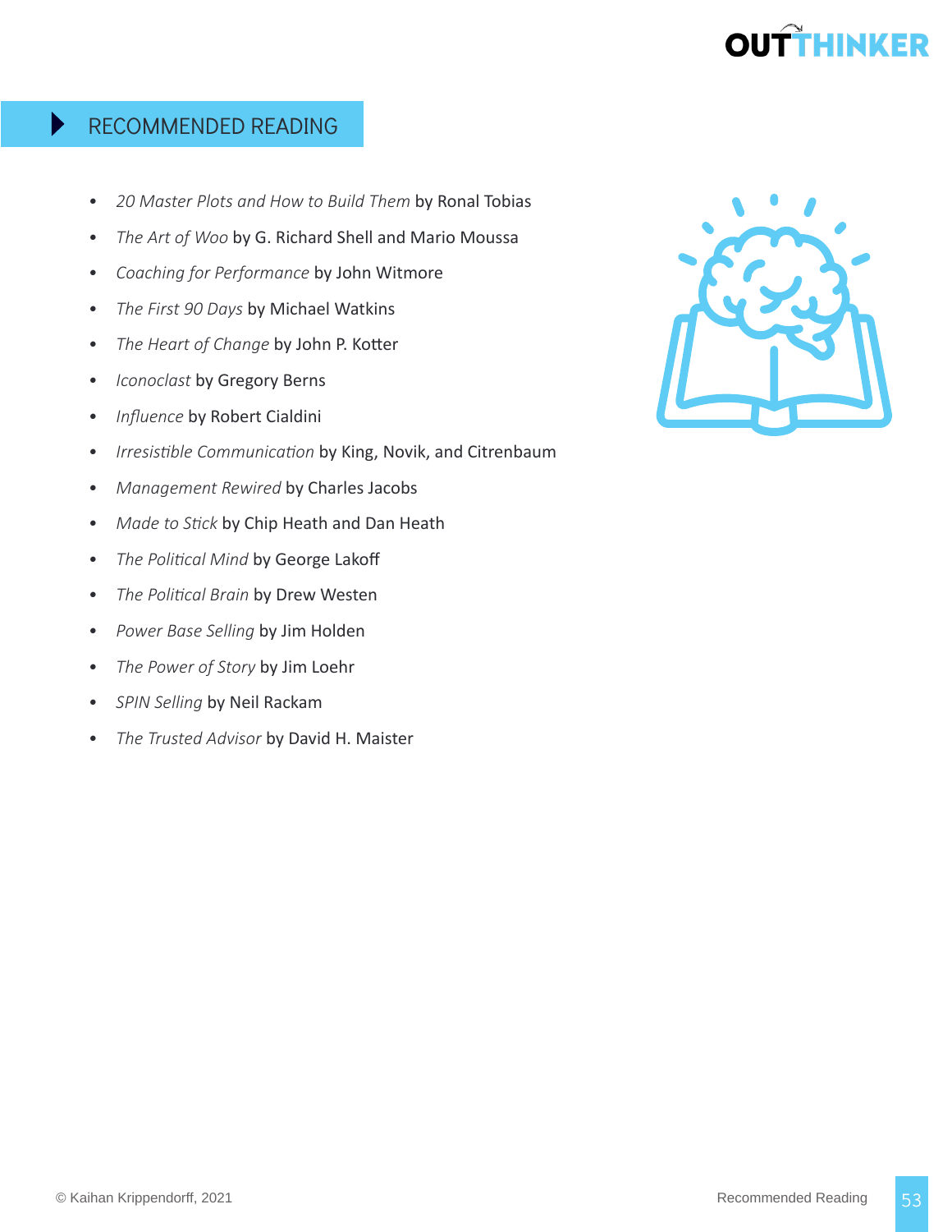## RECOMMENDED READING

- *20 Master Plots and How to Build Them* by Ronal Tobias
- *The Art of Woo* by G. Richard Shell and Mario Moussa
- *Coaching for Performance* by John Witmore
- *The First 90 Days* by Michael Watkins
- *The Heart of Change* by John P. Kotter
- *Iconoclast* by Gregory Berns
- *Influence* by Robert Cialdini
- *Irresistible Communication* by King, Novik, and Citrenbaum
- *Management Rewired* by Charles Jacobs
- *Made to Stick* by Chip Heath and Dan Heath
- *The Political Mind* by George Lakoff
- *The Political Brain* by Drew Westen
- *Power Base Selling* by Jim Holden
- *The Power of Story* by Jim Loehr
- *SPIN Selling* by Neil Rackam
- *The Trusted Advisor* by David H. Maister